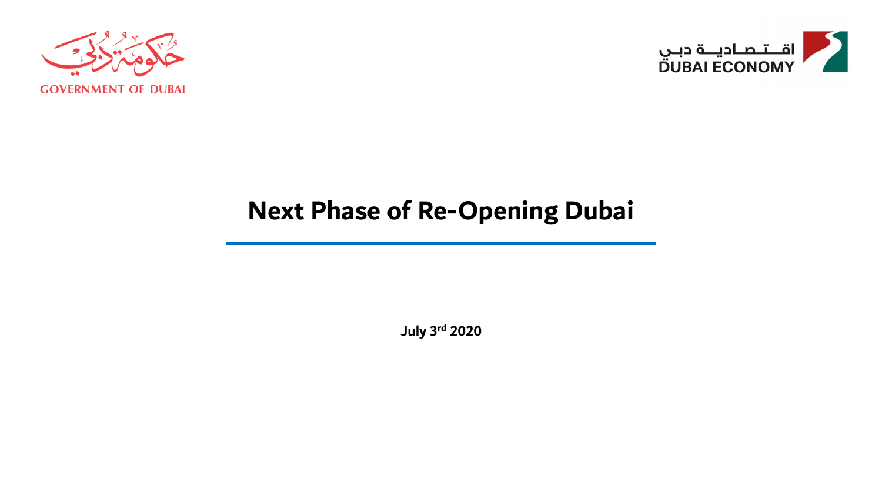حكومة دبي

GOVERNMENT OF DUBAI

اقتصادية دبي

DUBAI ECONOMY

# Next Phase of Re-Opening Dubai

**July 3rd 2020**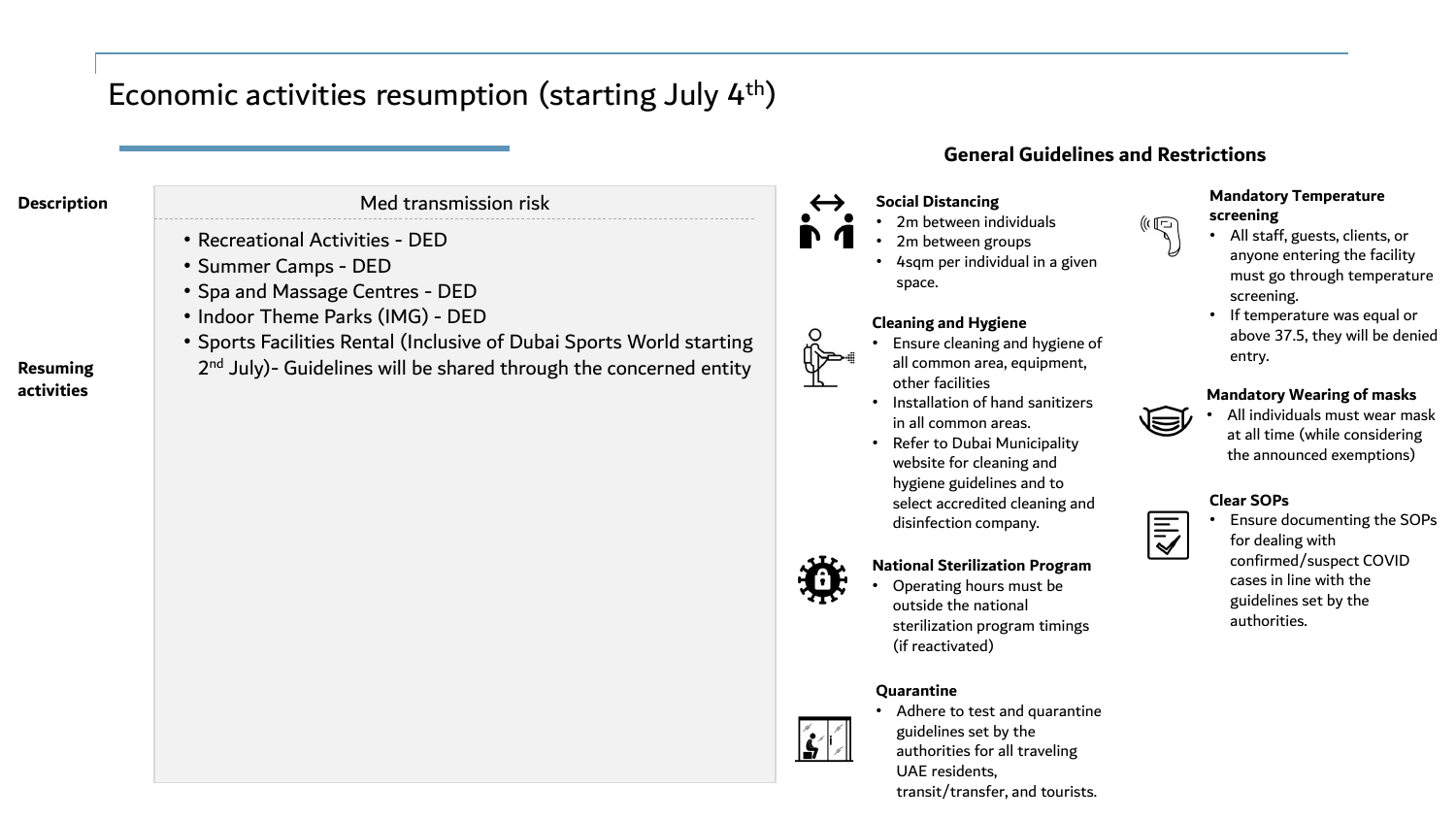# Economic activities resumption (starting July 4th)

| Description | Med transmission risk |
| --- | --- |
| Resuming activities | • Recreational Activities - DED<br>• Summer Camps - DED<br>• Spa and Massage Centres - DED<br>• Indoor Theme Parks (IMG) - DED<br>• Sports Facilities Rental (Inclusive of Dubai Sports World starting 2nd July)- Guidelines will be shared through the concerned entity |

## General Guidelines and Restrictions

**Social Distancing**
- 2m between individuals
- 2m between groups
- 4sqm per individual in a given space.

**Cleaning and Hygiene**
- Ensure cleaning and hygiene of all common area, equipment, other facilities
- Installation of hand sanitizers in all common areas.
- Refer to Dubai Municipality website for cleaning and hygiene guidelines and to select accredited cleaning and disinfection company.

**National Sterilization Program**
- Operating hours must be outside the national sterilization program timings (if reactivated)

**Quarantine**
- Adhere to test and quarantine guidelines set by the authorities for all traveling UAE residents, transit/transfer, and tourists.

**Mandatory Temperature screening**
- All staff, guests, clients, or anyone entering the facility must go through temperature screening.
- If temperature was equal or above 37.5, they will be denied entry.

**Mandatory Wearing of masks**
- All individuals must wear mask at all time (while considering the announced exemptions)

**Clear SOPs**
- Ensure documenting the SOPs for dealing with confirmed/suspect COVID cases in line with the guidelines set by the authorities.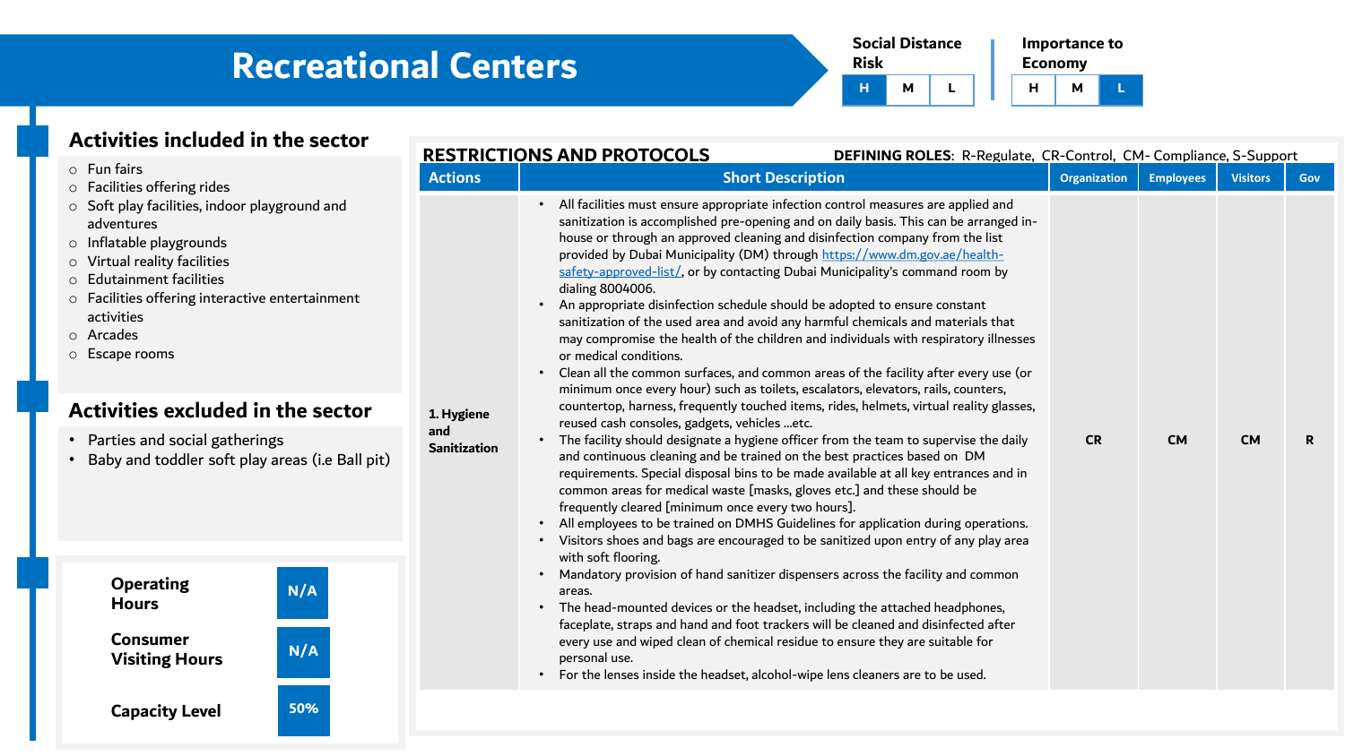# Recreational Centers

| Social Distance Risk | | |
|---|---|---|
| **H** | M | L |

| Importance to Economy | | |
|---|---|---|
| H | M | **L** |

## Activities included in the sector

- Fun fairs
- Facilities offering rides
- Soft play facilities, indoor playground and adventures
- Inflatable playgrounds
- Virtual reality facilities
- Edutainment facilities
- Facilities offering interactive entertainment activities
- Arcades
- Escape rooms

## Activities excluded in the sector

- Parties and social gatherings
- Baby and toddler soft play areas (i.e Ball pit)

| | |
|---|---|
| **Operating Hours** | N/A |
| **Consumer Visiting Hours** | N/A |
| **Capacity Level** | 50% |

## RESTRICTIONS AND PROTOCOLS

**DEFINING ROLES**: R-Regulate, CR-Control, CM- Compliance, S-Support

| Actions | Short Description | Organization | Employees | Visitors | Gov |
|---|---|---|---|---|---|
| **1. Hygiene and Sanitization** | • All facilities must ensure appropriate infection control measures are applied and sanitization is accomplished pre-opening and on daily basis. This can be arranged in-house or through an approved cleaning and disinfection company from the list provided by Dubai Municipality (DM) through https://www.dm.gov.ae/health-safety-approved-list/, or by contacting Dubai Municipality's command room by dialing 8004006.<br>• An appropriate disinfection schedule should be adopted to ensure constant sanitization of the used area and avoid any harmful chemicals and materials that may compromise the health of the children and individuals with respiratory illnesses or medical conditions.<br>• Clean all the common surfaces, and common areas of the facility after every use (or minimum once every hour) such as toilets, escalators, elevators, rails, counters, countertop, harness, frequently touched items, rides, helmets, virtual reality glasses, reused cash consoles, gadgets, vehicles …etc.<br>• The facility should designate a hygiene officer from the team to supervise the daily and continuous cleaning and be trained on the best practices based on DM requirements. Special disposal bins to be made available at all key entrances and in common areas for medical waste [masks, gloves etc.] and these should be frequently cleared [minimum once every two hours].<br>• All employees to be trained on DMHS Guidelines for application during operations.<br>• Visitors shoes and bags are encouraged to be sanitized upon entry of any play area with soft flooring.<br>• Mandatory provision of hand sanitizer dispensers across the facility and common areas.<br>• The head-mounted devices or the headset, including the attached headphones, faceplate, straps and hand and foot trackers will be cleaned and disinfected after every use and wiped clean of chemical residue to ensure they are suitable for personal use.<br>• For the lenses inside the headset, alcohol-wipe lens cleaners are to be used. | CR | CM | CM | R |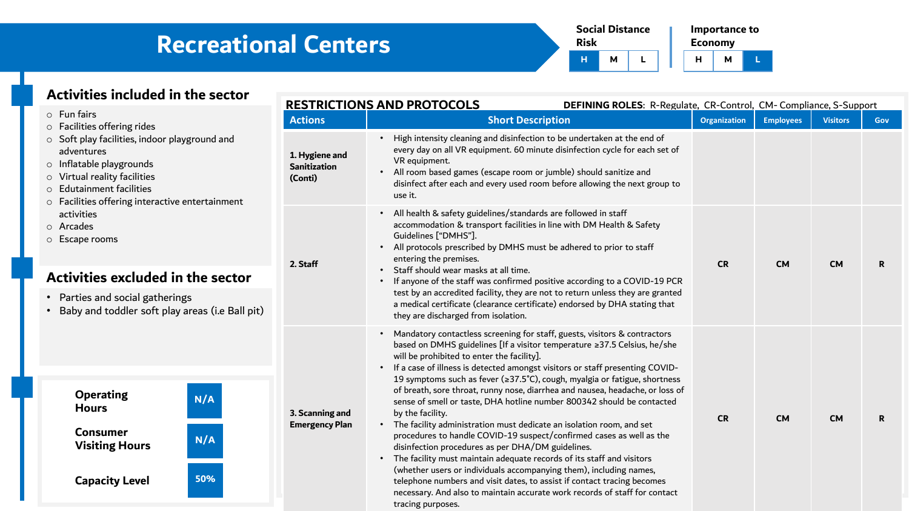# Recreational Centers

**Social Distance Risk**

| H | M | L |
|---|---|---|

(H highlighted)

**Importance to Economy**

| H | M | L |
|---|---|---|

(L highlighted)

## Activities included in the sector

- Fun fairs
- Facilities offering rides
- Soft play facilities, indoor playground and adventures
- Inflatable playgrounds
- Virtual reality facilities
- Edutainment facilities
- Facilities offering interactive entertainment activities
- Arcades
- Escape rooms

## Activities excluded in the sector

- Parties and social gatherings
- Baby and toddler soft play areas (i.e Ball pit)

| | |
|---|---|
| **Operating Hours** | N/A |
| **Consumer Visiting Hours** | N/A |
| **Capacity Level** | 50% |

## RESTRICTIONS AND PROTOCOLS

**DEFINING ROLES**: R-Regulate, CR-Control, CM- Compliance, S-Support

| Actions | Short Description | Organization | Employees | Visitors | Gov |
|---|---|---|---|---|---|
| **1. Hygiene and Sanitization (Conti)** | • High intensity cleaning and disinfection to be undertaken at the end of every day on all VR equipment. 60 minute disinfection cycle for each set of VR equipment.<br>• All room based games (escape room or jumble) should sanitize and disinfect after each and every used room before allowing the next group to use it. | | | | |
| **2. Staff** | • All health & safety guidelines/standards are followed in staff accommodation & transport facilities in line with DM Health & Safety Guidelines ["DMHS"].<br>• All protocols prescribed by DMHS must be adhered to prior to staff entering the premises.<br>• Staff should wear masks at all time.<br>• If anyone of the staff was confirmed positive according to a COVID-19 PCR test by an accredited facility, they are not to return unless they are granted a medical certificate (clearance certificate) endorsed by DHA stating that they are discharged from isolation. | CR | CM | CM | R |
| **3. Scanning and Emergency Plan** | • Mandatory contactless screening for staff, guests, visitors & contractors based on DMHS guidelines [If a visitor temperature ≥37.5 Celsius, he/she will be prohibited to enter the facility].<br>• If a case of illness is detected amongst visitors or staff presenting COVID-19 symptoms such as fever (≥37.5˚C), cough, myalgia or fatigue, shortness of breath, sore throat, runny nose, diarrhea and nausea, headache, or loss of sense of smell or taste, DHA hotline number 800342 should be contacted by the facility.<br>• The facility administration must dedicate an isolation room, and set procedures to handle COVID-19 suspect/confirmed cases as well as the disinfection procedures as per DHA/DM guidelines.<br>• The facility must maintain adequate records of its staff and visitors (whether users or individuals accompanying them), including names, telephone numbers and visit dates, to assist if contact tracing becomes necessary. And also to maintain accurate work records of staff for contact tracing purposes. | CR | CM | CM | R |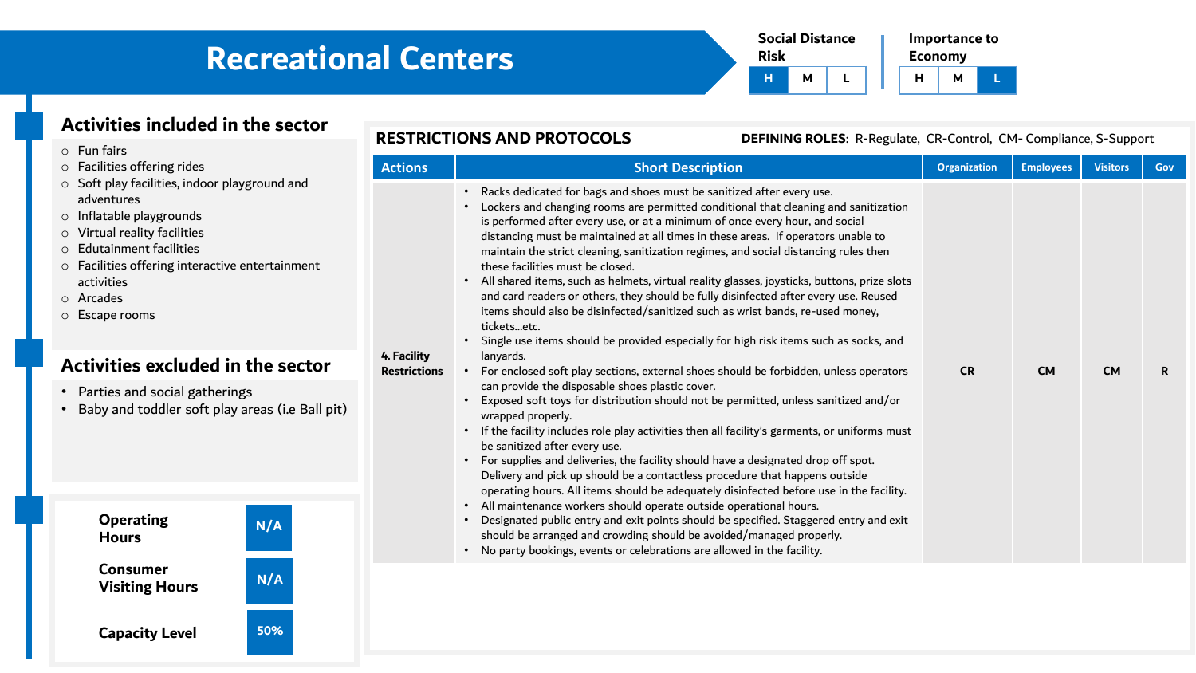# Recreational Centers

**Social Distance Risk**

| H | M | L |
|---|---|---|

**Importance to Economy**

| H | M | L |
|---|---|---|

## Activities included in the sector

- Fun fairs
- Facilities offering rides
- Soft play facilities, indoor playground and adventures
- Inflatable playgrounds
- Virtual reality facilities
- Edutainment facilities
- Facilities offering interactive entertainment activities
- Arcades
- Escape rooms

## Activities excluded in the sector

- Parties and social gatherings
- Baby and toddler soft play areas (i.e Ball pit)

| | |
|---|---|
| **Operating Hours** | N/A |
| **Consumer Visiting Hours** | N/A |
| **Capacity Level** | 50% |

## RESTRICTIONS AND PROTOCOLS

**DEFINING ROLES**: R-Regulate, CR-Control, CM- Compliance, S-Support

| Actions | Short Description | Organization | Employees | Visitors | Gov |
|---|---|---|---|---|---|
| **4. Facility Restrictions** | • Racks dedicated for bags and shoes must be sanitized after every use.<br>• Lockers and changing rooms are permitted conditional that cleaning and sanitization is performed after every use, or at a minimum of once every hour, and social distancing must be maintained at all times in these areas. If operators unable to maintain the strict cleaning, sanitization regimes, and social distancing rules then these facilities must be closed.<br>• All shared items, such as helmets, virtual reality glasses, joysticks, buttons, prize slots and card readers or others, they should be fully disinfected after every use. Reused items should also be disinfected/sanitized such as wrist bands, re-used money, tickets…etc.<br>• Single use items should be provided especially for high risk items such as socks, and lanyards.<br>• For enclosed soft play sections, external shoes should be forbidden, unless operators can provide the disposable shoes plastic cover.<br>• Exposed soft toys for distribution should not be permitted, unless sanitized and/or wrapped properly.<br>• If the facility includes role play activities then all facility's garments, or uniforms must be sanitized after every use.<br>• For supplies and deliveries, the facility should have a designated drop off spot. Delivery and pick up should be a contactless procedure that happens outside operating hours. All items should be adequately disinfected before use in the facility.<br>• All maintenance workers should operate outside operational hours.<br>• Designated public entry and exit points should be specified. Staggered entry and exit should be arranged and crowding should be avoided/managed properly.<br>• No party bookings, events or celebrations are allowed in the facility. | CR | CM | CM | R |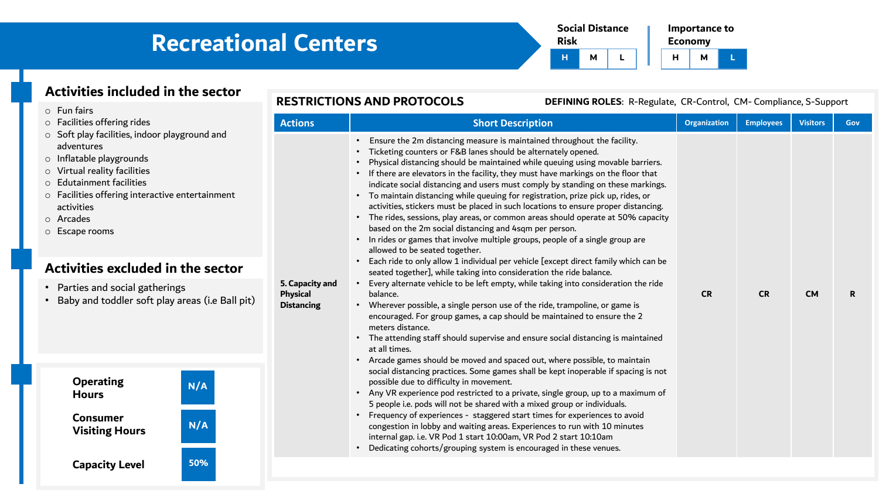# Recreational Centers

**Social Distance Risk**

| H | M | L |
|---|---|---|

**Importance to Economy**

| H | M | L |
|---|---|---|

## Activities included in the sector

- Fun fairs
- Facilities offering rides
- Soft play facilities, indoor playground and adventures
- Inflatable playgrounds
- Virtual reality facilities
- Edutainment facilities
- Facilities offering interactive entertainment activities
- Arcades
- Escape rooms

## Activities excluded in the sector

- Parties and social gatherings
- Baby and toddler soft play areas (i.e Ball pit)

| | |
|---|---|
| **Operating Hours** | N/A |
| **Consumer Visiting Hours** | N/A |
| **Capacity Level** | 50% |

## RESTRICTIONS AND PROTOCOLS

**DEFINING ROLES**: R-Regulate, CR-Control, CM- Compliance, S-Support

| Actions | Short Description | Organization | Employees | Visitors | Gov |
|---|---|---|---|---|---|
| **5. Capacity and Physical Distancing** | • Ensure the 2m distancing measure is maintained throughout the facility.<br>• Ticketing counters or F&B lanes should be alternately opened.<br>• Physical distancing should be maintained while queuing using movable barriers.<br>• If there are elevators in the facility, they must have markings on the floor that indicate social distancing and users must comply by standing on these markings.<br>• To maintain distancing while queuing for registration, prize pick up, rides, or activities, stickers must be placed in such locations to ensure proper distancing.<br>• The rides, sessions, play areas, or common areas should operate at 50% capacity based on the 2m social distancing and 4sqm per person.<br>• In rides or games that involve multiple groups, people of a single group are allowed to be seated together.<br>• Each ride to only allow 1 individual per vehicle [except direct family which can be seated together], while taking into consideration the ride balance.<br>• Every alternate vehicle to be left empty, while taking into consideration the ride balance.<br>• Wherever possible, a single person use of the ride, trampoline, or game is encouraged. For group games, a cap should be maintained to ensure the 2 meters distance.<br>• The attending staff should supervise and ensure social distancing is maintained at all times.<br>• Arcade games should be moved and spaced out, where possible, to maintain social distancing practices. Some games shall be kept inoperable if spacing is not possible due to difficulty in movement.<br>• Any VR experience pod restricted to a private, single group, up to a maximum of 5 people i.e. pods will not be shared with a mixed group or individuals.<br>• Frequency of experiences - staggered start times for experiences to avoid congestion in lobby and waiting areas. Experiences to run with 10 minutes internal gap. i.e. VR Pod 1 start 10:00am, VR Pod 2 start 10:10am<br>• Dedicating cohorts/grouping system is encouraged in these venues. | CR | CR | CM | R |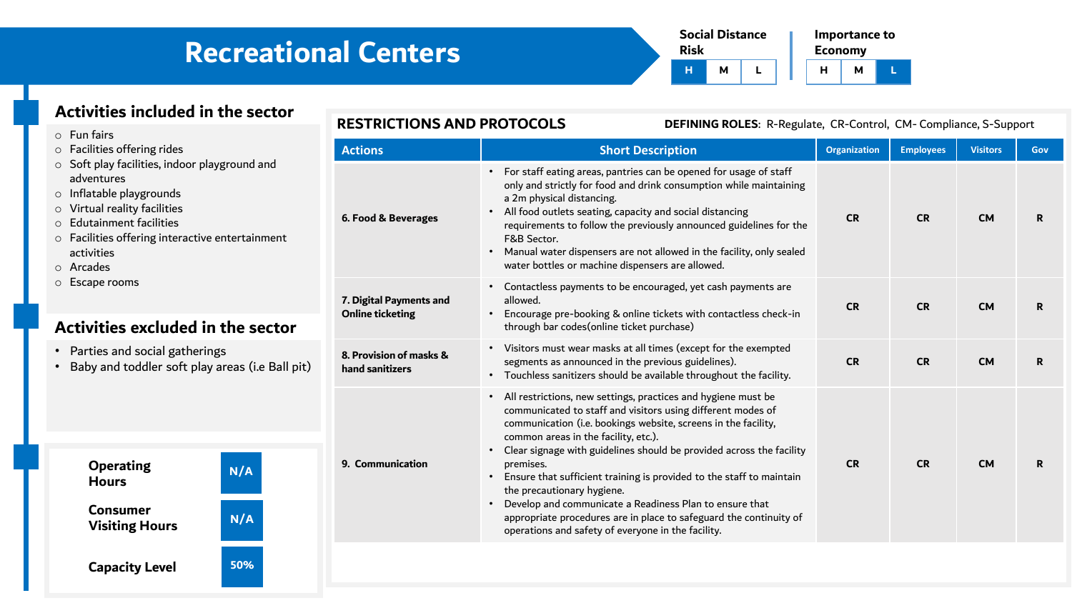# Recreational Centers

**Social Distance Risk**

| H | M | L |
|---|---|---|

(H highlighted)

**Importance to Economy**

| H | M | L |
|---|---|---|

(L highlighted)

## Activities included in the sector

- Fun fairs
- Facilities offering rides
- Soft play facilities, indoor playground and adventures
- Inflatable playgrounds
- Virtual reality facilities
- Edutainment facilities
- Facilities offering interactive entertainment activities
- Arcades
- Escape rooms

## Activities excluded in the sector

- Parties and social gatherings
- Baby and toddler soft play areas (i.e Ball pit)

| | |
|---|---|
| **Operating Hours** | N/A |
| **Consumer Visiting Hours** | N/A |
| **Capacity Level** | 50% |

## RESTRICTIONS AND PROTOCOLS

**DEFINING ROLES**: R-Regulate, CR-Control, CM- Compliance, S-Support

| Actions | Short Description | Organization | Employees | Visitors | Gov |
|---|---|---|---|---|---|
| **6. Food & Beverages** | • For staff eating areas, pantries can be opened for usage of staff only and strictly for food and drink consumption while maintaining a 2m physical distancing.<br>• All food outlets seating, capacity and social distancing requirements to follow the previously announced guidelines for the F&B Sector.<br>• Manual water dispensers are not allowed in the facility, only sealed water bottles or machine dispensers are allowed. | CR | CR | CM | R |
| **7. Digital Payments and Online ticketing** | • Contactless payments to be encouraged, yet cash payments are allowed.<br>• Encourage pre-booking & online tickets with contactless check-in through bar codes(online ticket purchase) | CR | CR | CM | R |
| **8. Provision of masks & hand sanitizers** | • Visitors must wear masks at all times (except for the exempted segments as announced in the previous guidelines).<br>• Touchless sanitizers should be available throughout the facility. | CR | CR | CM | R |
| **9. Communication** | • All restrictions, new settings, practices and hygiene must be communicated to staff and visitors using different modes of communication (i.e. bookings website, screens in the facility, common areas in the facility, etc.).<br>• Clear signage with guidelines should be provided across the facility premises.<br>• Ensure that sufficient training is provided to the staff to maintain the precautionary hygiene.<br>• Develop and communicate a Readiness Plan to ensure that appropriate procedures are in place to safeguard the continuity of operations and safety of everyone in the facility. | CR | CR | CM | R |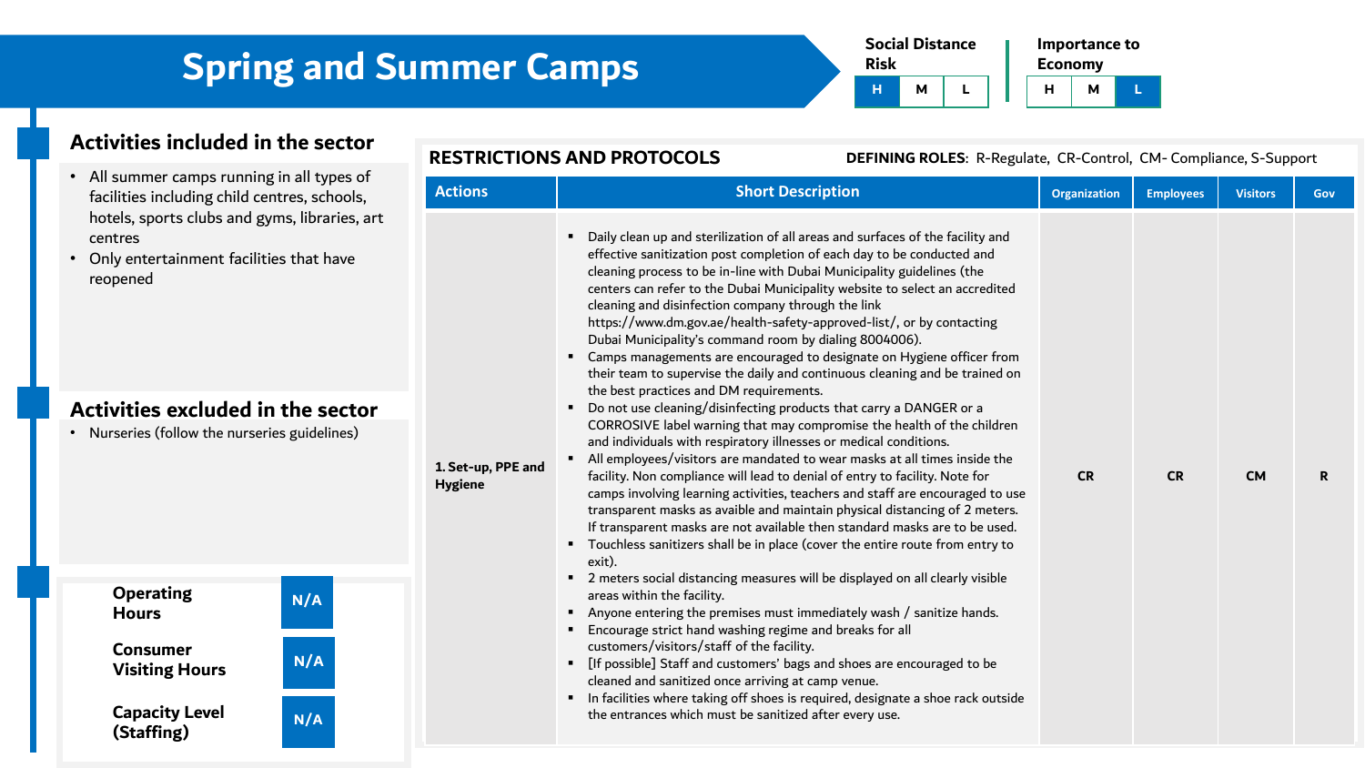# Spring and Summer Camps

**Social Distance Risk**

| H | M | L |
|---|---|---|

**Importance to Economy**

| H | M | L |
|---|---|---|

## Activities included in the sector

- All summer camps running in all types of facilities including child centres, schools, hotels, sports clubs and gyms, libraries, art centres
- Only entertainment facilities that have reopened

## Activities excluded in the sector

- Nurseries (follow the nurseries guidelines)

| | |
|---|---|
| **Operating Hours** | N/A |
| **Consumer Visiting Hours** | N/A |
| **Capacity Level (Staffing)** | N/A |

## RESTRICTIONS AND PROTOCOLS

**DEFINING ROLES**: R-Regulate, CR-Control, CM- Compliance, S-Support

| Actions | Short Description | Organization | Employees | Visitors | Gov |
|---|---|---|---|---|---|
| **1. Set-up, PPE and Hygiene** | ▪ Daily clean up and sterilization of all areas and surfaces of the facility and effective sanitization post completion of each day to be conducted and cleaning process to be in-line with Dubai Municipality guidelines (the centers can refer to the Dubai Municipality website to select an accredited cleaning and disinfection company through the link https://www.dm.gov.ae/health-safety-approved-list/, or by contacting Dubai Municipality's command room by dialing 8004006).<br>▪ Camps managements are encouraged to designate on Hygiene officer from their team to supervise the daily and continuous cleaning and be trained on the best practices and DM requirements.<br>▪ Do not use cleaning/disinfecting products that carry a DANGER or a CORROSIVE label warning that may compromise the health of the children and individuals with respiratory illnesses or medical conditions.<br>▪ All employees/visitors are mandated to wear masks at all times inside the facility. Non compliance will lead to denial of entry to facility. Note for camps involving learning activities, teachers and staff are encouraged to use transparent masks as avaible and maintain physical distancing of 2 meters. If transparent masks are not available then standard masks are to be used.<br>▪ Touchless sanitizers shall be in place (cover the entire route from entry to exit).<br>▪ 2 meters social distancing measures will be displayed on all clearly visible areas within the facility.<br>▪ Anyone entering the premises must immediately wash / sanitize hands.<br>▪ Encourage strict hand washing regime and breaks for all customers/visitors/staff of the facility.<br>▪ [If possible] Staff and customers' bags and shoes are encouraged to be cleaned and sanitized once arriving at camp venue.<br>▪ In facilities where taking off shoes is required, designate a shoe rack outside the entrances which must be sanitized after every use. | CR | CR | CM | R |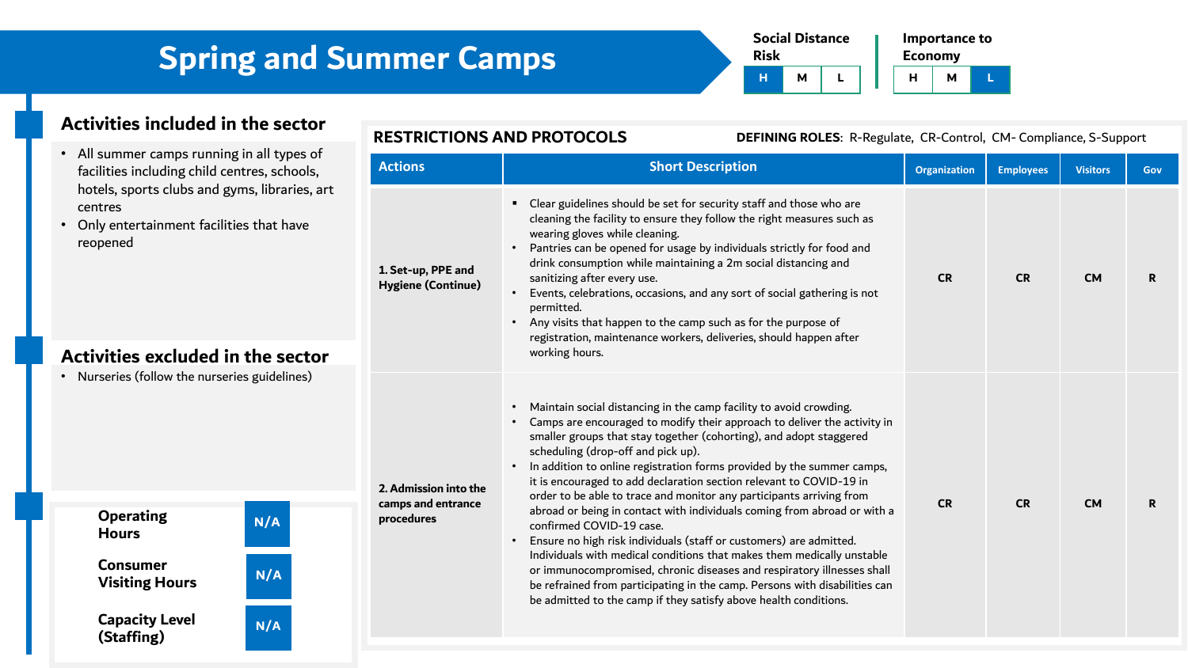# Spring and Summer Camps

**Social Distance Risk**

| H | M | L |
|---|---|---|

**Importance to Economy**

| H | M | L |
|---|---|---|

## Activities included in the sector

- All summer camps running in all types of facilities including child centres, schools, hotels, sports clubs and gyms, libraries, art centres
- Only entertainment facilities that have reopened

## Activities excluded in the sector

- Nurseries (follow the nurseries guidelines)

| | |
|---|---|
| **Operating Hours** | N/A |
| **Consumer Visiting Hours** | N/A |
| **Capacity Level (Staffing)** | N/A |

## RESTRICTIONS AND PROTOCOLS

**DEFINING ROLES**: R-Regulate, CR-Control, CM- Compliance, S-Support

| Actions | Short Description | Organization | Employees | Visitors | Gov |
|---|---|---|---|---|---|
| **1. Set-up, PPE and Hygiene (Continue)** | ▪ Clear guidelines should be set for security staff and those who are cleaning the facility to ensure they follow the right measures such as wearing gloves while cleaning.<br>• Pantries can be opened for usage by individuals strictly for food and drink consumption while maintaining a 2m social distancing and sanitizing after every use.<br>• Events, celebrations, occasions, and any sort of social gathering is not permitted.<br>• Any visits that happen to the camp such as for the purpose of registration, maintenance workers, deliveries, should happen after working hours. | CR | CR | CM | R |
| **2. Admission into the camps and entrance procedures** | • Maintain social distancing in the camp facility to avoid crowding.<br>• Camps are encouraged to modify their approach to deliver the activity in smaller groups that stay together (cohorting), and adopt staggered scheduling (drop-off and pick up).<br>• In addition to online registration forms provided by the summer camps, it is encouraged to add declaration section relevant to COVID-19 in order to be able to trace and monitor any participants arriving from abroad or being in contact with individuals coming from abroad or with a confirmed COVID-19 case.<br>• Ensure no high risk individuals (staff or customers) are admitted. Individuals with medical conditions that makes them medically unstable or immunocompromised, chronic diseases and respiratory illnesses shall be refrained from participating in the camp. Persons with disabilities can be admitted to the camp if they satisfy above health conditions. | CR | CR | CM | R |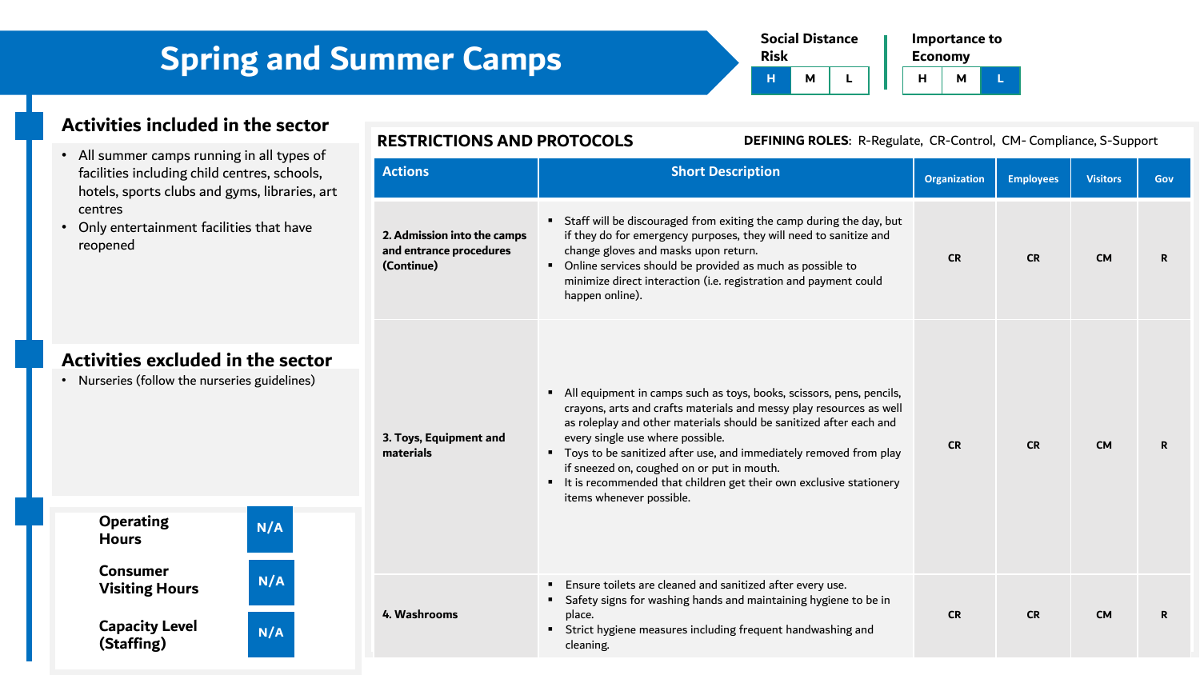# Spring and Summer Camps

**Social Distance Risk**

| H | M | L |
|---|---|---|

**Importance to Economy**

| H | M | L |
|---|---|---|

## Activities included in the sector

- All summer camps running in all types of facilities including child centres, schools, hotels, sports clubs and gyms, libraries, art centres
- Only entertainment facilities that have reopened

## Activities excluded in the sector

- Nurseries (follow the nurseries guidelines)

| | |
|---|---|
| **Operating Hours** | N/A |
| **Consumer Visiting Hours** | N/A |
| **Capacity Level (Staffing)** | N/A |

## RESTRICTIONS AND PROTOCOLS

**DEFINING ROLES**: R-Regulate, CR-Control, CM- Compliance, S-Support

| Actions | Short Description | Organization | Employees | Visitors | Gov |
|---|---|---|---|---|---|
| **2. Admission into the camps and entrance procedures (Continue)** | ▪ Staff will be discouraged from exiting the camp during the day, but if they do for emergency purposes, they will need to sanitize and change gloves and masks upon return.<br>▪ Online services should be provided as much as possible to minimize direct interaction (i.e. registration and payment could happen online). | CR | CR | CM | R |
| **3. Toys, Equipment and materials** | ▪ All equipment in camps such as toys, books, scissors, pens, pencils, crayons, arts and crafts materials and messy play resources as well as roleplay and other materials should be sanitized after each and every single use where possible.<br>▪ Toys to be sanitized after use, and immediately removed from play if sneezed on, coughed on or put in mouth.<br>▪ It is recommended that children get their own exclusive stationery items whenever possible. | CR | CR | CM | R |
| **4. Washrooms** | ▪ Ensure toilets are cleaned and sanitized after every use.<br>▪ Safety signs for washing hands and maintaining hygiene to be in place.<br>▪ Strict hygiene measures including frequent handwashing and cleaning. | CR | CR | CM | R |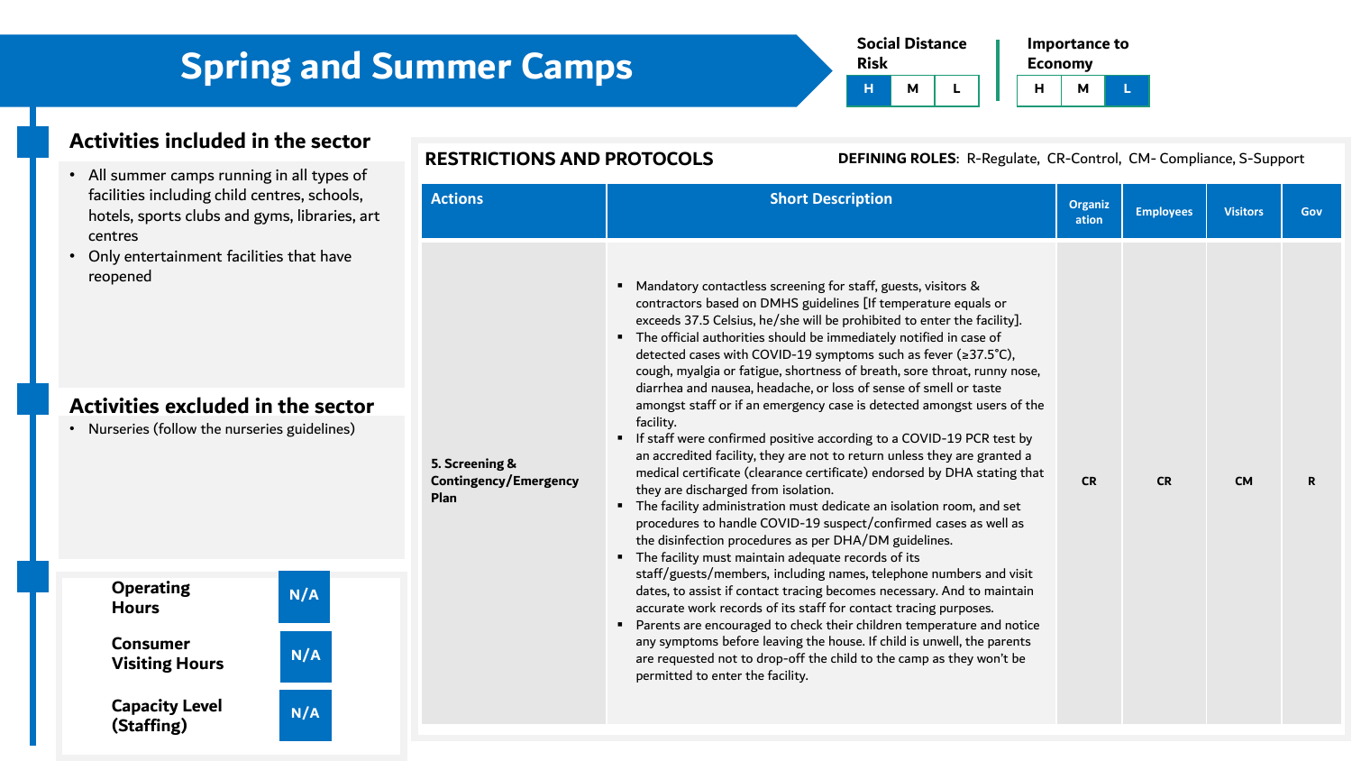# Spring and Summer Camps

**Social Distance Risk**

| H | M | L |
|---|---|---|

**Importance to Economy**

| H | M | L |
|---|---|---|

## Activities included in the sector

- All summer camps running in all types of facilities including child centres, schools, hotels, sports clubs and gyms, libraries, art centres
- Only entertainment facilities that have reopened

## Activities excluded in the sector

- Nurseries (follow the nurseries guidelines)

| | |
|---|---|
| **Operating Hours** | N/A |
| **Consumer Visiting Hours** | N/A |
| **Capacity Level (Staffing)** | N/A |

## RESTRICTIONS AND PROTOCOLS

**DEFINING ROLES**: R-Regulate, CR-Control, CM- Compliance, S-Support

| Actions | Short Description | Organization | Employees | Visitors | Gov |
|---|---|---|---|---|---|
| **5. Screening & Contingency/Emergency Plan** | ▪ Mandatory contactless screening for staff, guests, visitors & contractors based on DMHS guidelines [If temperature equals or exceeds 37.5 Celsius, he/she will be prohibited to enter the facility].<br>▪ The official authorities should be immediately notified in case of detected cases with COVID-19 symptoms such as fever (≥37.5°C), cough, myalgia or fatigue, shortness of breath, sore throat, runny nose, diarrhea and nausea, headache, or loss of sense of smell or taste amongst staff or if an emergency case is detected amongst users of the facility.<br>▪ If staff were confirmed positive according to a COVID-19 PCR test by an accredited facility, they are not to return unless they are granted a medical certificate (clearance certificate) endorsed by DHA stating that they are discharged from isolation.<br>▪ The facility administration must dedicate an isolation room, and set procedures to handle COVID-19 suspect/confirmed cases as well as the disinfection procedures as per DHA/DM guidelines.<br>▪ The facility must maintain adequate records of its staff/guests/members, including names, telephone numbers and visit dates, to assist if contact tracing becomes necessary. And to maintain accurate work records of its staff for contact tracing purposes.<br>▪ Parents are encouraged to check their children temperature and notice any symptoms before leaving the house. If child is unwell, the parents are requested not to drop-off the child to the camp as they won't be permitted to enter the facility. | CR | CR | CM | R |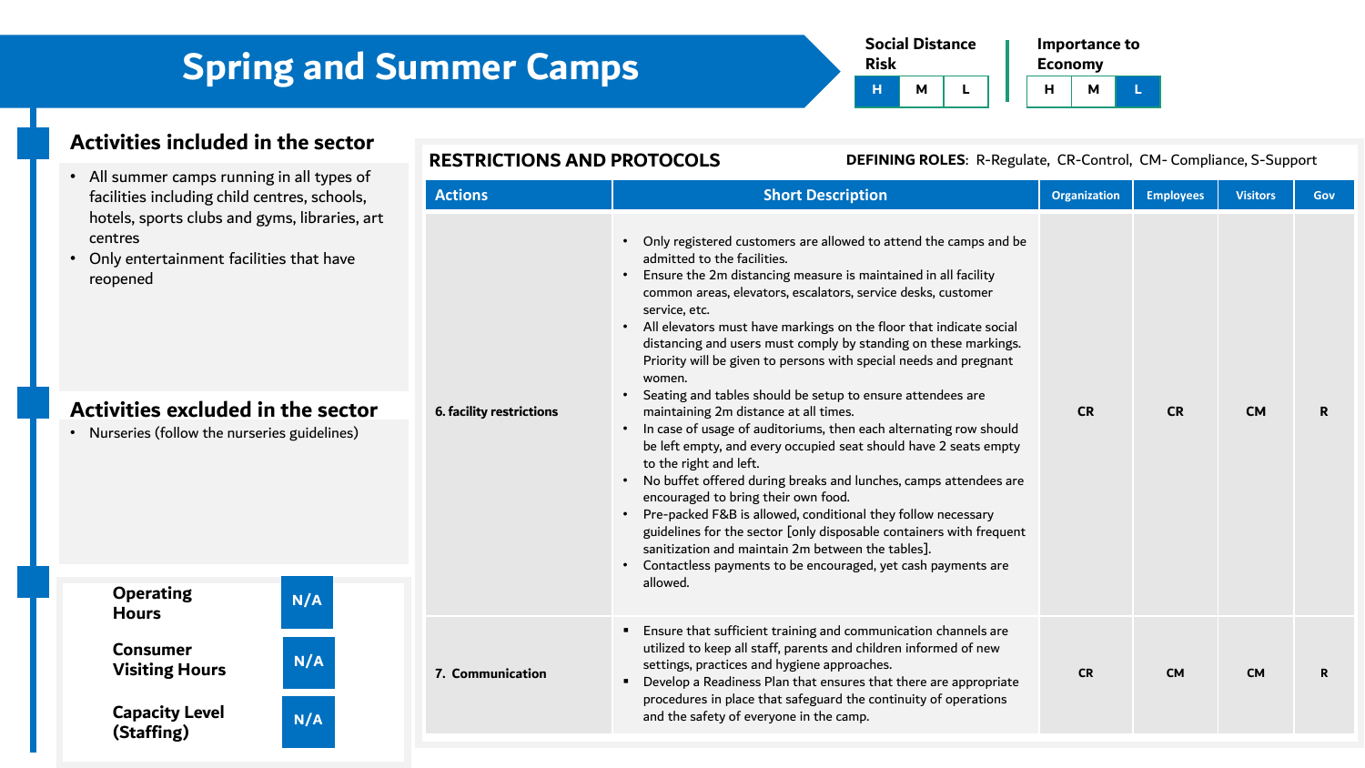# Spring and Summer Camps

**Social Distance Risk**

| H | M | L |
|---|---|---|

**Importance to Economy**

| H | M | L |
|---|---|---|

## Activities included in the sector

- All summer camps running in all types of facilities including child centres, schools, hotels, sports clubs and gyms, libraries, art centres
- Only entertainment facilities that have reopened

## Activities excluded in the sector

- Nurseries (follow the nurseries guidelines)

| | |
|---|---|
| **Operating Hours** | N/A |
| **Consumer Visiting Hours** | N/A |
| **Capacity Level (Staffing)** | N/A |

## RESTRICTIONS AND PROTOCOLS

**DEFINING ROLES**: R-Regulate, CR-Control, CM- Compliance, S-Support

| Actions | Short Description | Organization | Employees | Visitors | Gov |
|---|---|---|---|---|---|
| **6. facility restrictions** | • Only registered customers are allowed to attend the camps and be admitted to the facilities.<br>• Ensure the 2m distancing measure is maintained in all facility common areas, elevators, escalators, service desks, customer service, etc.<br>• All elevators must have markings on the floor that indicate social distancing and users must comply by standing on these markings. Priority will be given to persons with special needs and pregnant women.<br>• Seating and tables should be setup to ensure attendees are maintaining 2m distance at all times.<br>• In case of usage of auditoriums, then each alternating row should be left empty, and every occupied seat should have 2 seats empty to the right and left.<br>• No buffet offered during breaks and lunches, camps attendees are encouraged to bring their own food.<br>• Pre-packed F&B is allowed, conditional they follow necessary guidelines for the sector [only disposable containers with frequent sanitization and maintain 2m between the tables].<br>• Contactless payments to be encouraged, yet cash payments are allowed. | CR | CR | CM | R |
| **7. Communication** | ▪ Ensure that sufficient training and communication channels are utilized to keep all staff, parents and children informed of new settings, practices and hygiene approaches.<br>▪ Develop a Readiness Plan that ensures that there are appropriate procedures in place that safeguard the continuity of operations and the safety of everyone in the camp. | CR | CM | CM | R |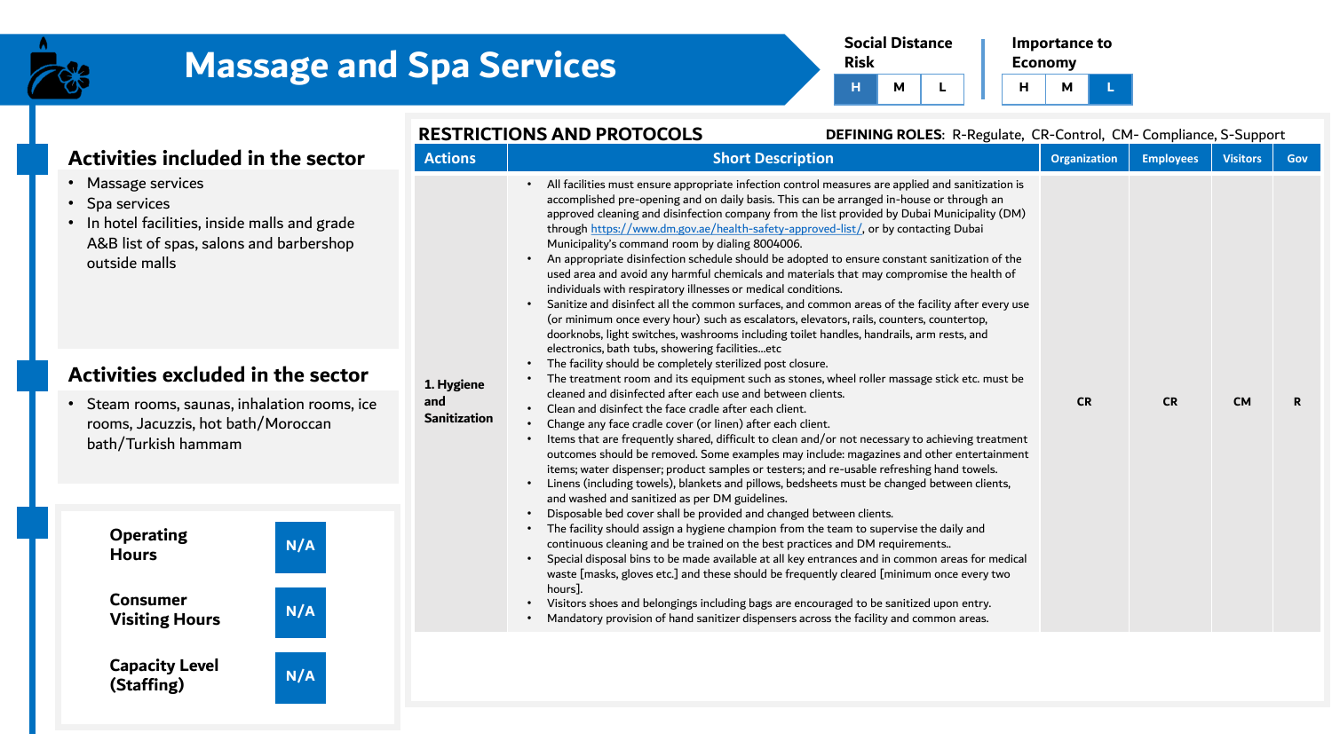# Massage and Spa Services

| Social Distance Risk | | |
|---|---|---|
| **H** | M | L |

| Importance to Economy | | |
|---|---|---|
| H | M | **L** |

## Activities included in the sector

- Massage services
- Spa services
- In hotel facilities, inside malls and grade A&B list of spas, salons and barbershop outside malls

## Activities excluded in the sector

- Steam rooms, saunas, inhalation rooms, ice rooms, Jacuzzis, hot bath/Moroccan bath/Turkish hammam

| | |
|---|---|
| **Operating Hours** | N/A |
| **Consumer Visiting Hours** | N/A |
| **Capacity Level (Staffing)** | N/A |

## RESTRICTIONS AND PROTOCOLS

**DEFINING ROLES**: R-Regulate, CR-Control, CM- Compliance, S-Support

| Actions | Short Description | Organization | Employees | Visitors | Gov |
|---|---|---|---|---|---|
| **1. Hygiene and Sanitization** | • All facilities must ensure appropriate infection control measures are applied and sanitization is accomplished pre-opening and on daily basis. This can be arranged in-house or through an approved cleaning and disinfection company from the list provided by Dubai Municipality (DM) through https://www.dm.gov.ae/health-safety-approved-list/, or by contacting Dubai Municipality's command room by dialing 8004006.<br>• An appropriate disinfection schedule should be adopted to ensure constant sanitization of the used area and avoid any harmful chemicals and materials that may compromise the health of individuals with respiratory illnesses or medical conditions.<br>• Sanitize and disinfect all the common surfaces, and common areas of the facility after every use (or minimum once every hour) such as escalators, elevators, rails, counters, countertop, doorknobs, light switches, washrooms including toilet handles, handrails, arm rests, and electronics, bath tubs, showering facilities…etc<br>• The facility should be completely sterilized post closure.<br>• The treatment room and its equipment such as stones, wheel roller massage stick etc. must be cleaned and disinfected after each use and between clients.<br>• Clean and disinfect the face cradle after each client.<br>• Change any face cradle cover (or linen) after each client.<br>• Items that are frequently shared, difficult to clean and/or not necessary to achieving treatment outcomes should be removed. Some examples may include: magazines and other entertainment items; water dispenser; product samples or testers; and re-usable refreshing hand towels.<br>• Linens (including towels), blankets and pillows, bedsheets must be changed between clients, and washed and sanitized as per DM guidelines.<br>• Disposable bed cover shall be provided and changed between clients.<br>• The facility should assign a hygiene champion from the team to supervise the daily and continuous cleaning and be trained on the best practices and DM requirements..<br>• Special disposal bins to be made available at all key entrances and in common areas for medical waste [masks, gloves etc.] and these should be frequently cleared [minimum once every two hours].<br>• Visitors shoes and belongings including bags are encouraged to be sanitized upon entry.<br>• Mandatory provision of hand sanitizer dispensers across the facility and common areas. | CR | CR | CM | R |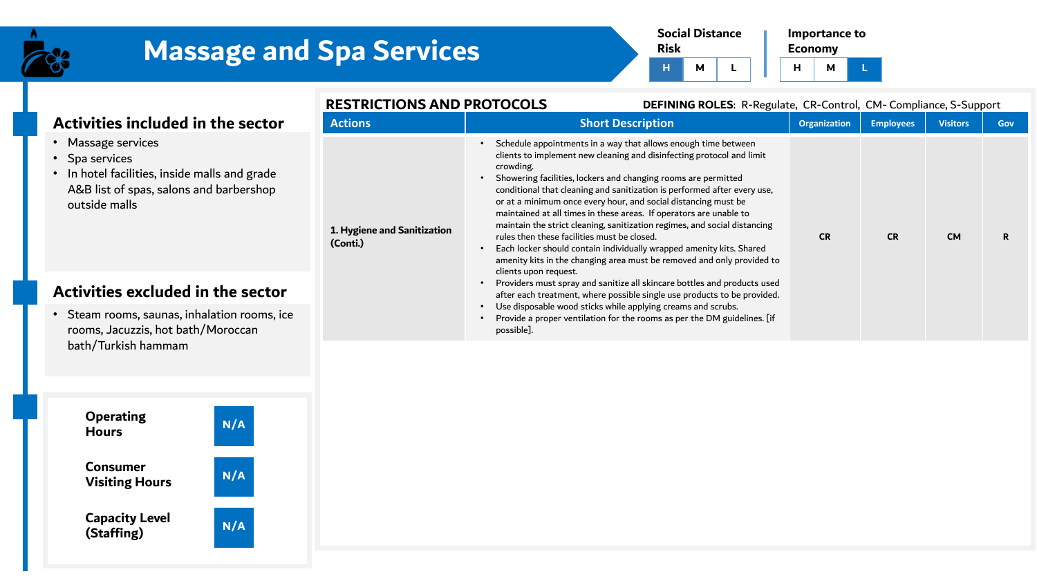# Massage and Spa Services

**Social Distance Risk:** H | M | L (H highlighted)

**Importance to Economy:** H | M | L (L highlighted)

## Activities included in the sector

- Massage services
- Spa services
- In hotel facilities, inside malls and grade A&B list of spas, salons and barbershop outside malls

## Activities excluded in the sector

- Steam rooms, saunas, inhalation rooms, ice rooms, Jacuzzis, hot bath/Moroccan bath/Turkish hammam

| | |
|---|---|
| **Operating Hours** | N/A |
| **Consumer Visiting Hours** | N/A |
| **Capacity Level (Staffing)** | N/A |

## RESTRICTIONS AND PROTOCOLS

**DEFINING ROLES**: R-Regulate, CR-Control, CM- Compliance, S-Support

| Actions | Short Description | Organization | Employees | Visitors | Gov |
|---|---|---|---|---|---|
| **1. Hygiene and Sanitization (Conti.)** | • Schedule appointments in a way that allows enough time between clients to implement new cleaning and disinfecting protocol and limit crowding.<br>• Showering facilities, lockers and changing rooms are permitted conditional that cleaning and sanitization is performed after every use, or at a minimum once every hour, and social distancing must be maintained at all times in these areas. If operators are unable to maintain the strict cleaning, sanitization regimes, and social distancing rules then these facilities must be closed.<br>• Each locker should contain individually wrapped amenity kits. Shared amenity kits in the changing area must be removed and only provided to clients upon request.<br>• Providers must spray and sanitize all skincare bottles and products used after each treatment, where possible single use products to be provided.<br>• Use disposable wood sticks while applying creams and scrubs.<br>• Provide a proper ventilation for the rooms as per the DM guidelines. [if possible]. | CR | CR | CM | R |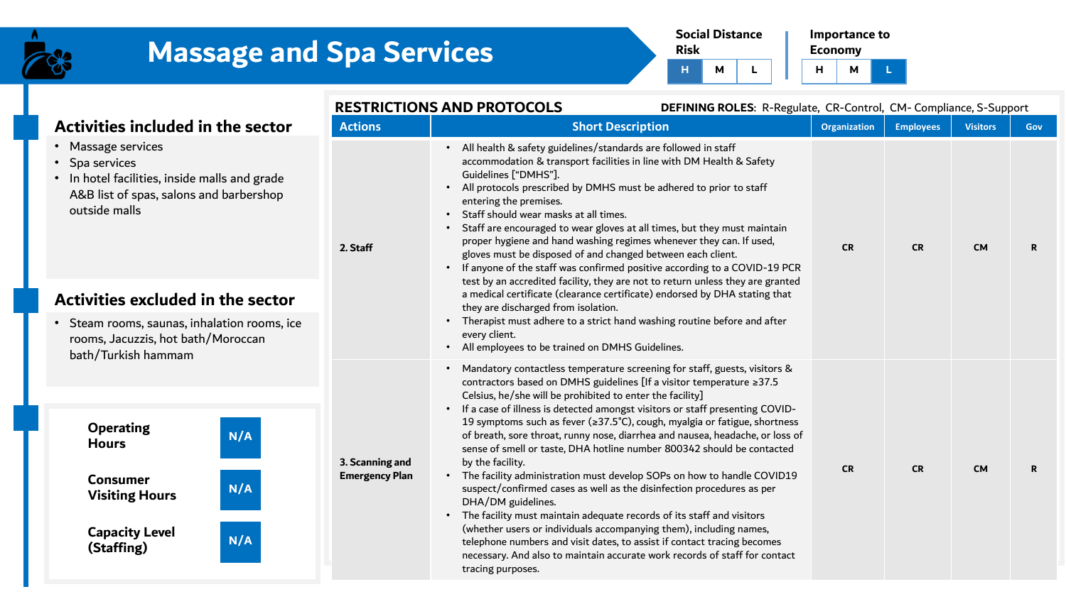# Massage and Spa Services

**Social Distance Risk**

| H | M | L |
|---|---|---|
| **H** (selected) | | |

**Importance to Economy**

| H | M | L |
|---|---|---|
| | | **L** (selected) |

## Activities included in the sector

- Massage services
- Spa services
- In hotel facilities, inside malls and grade A&B list of spas, salons and barbershop outside malls

## Activities excluded in the sector

- Steam rooms, saunas, inhalation rooms, ice rooms, Jacuzzis, hot bath/Moroccan bath/Turkish hammam

| | |
|---|---|
| **Operating Hours** | N/A |
| **Consumer Visiting Hours** | N/A |
| **Capacity Level (Staffing)** | N/A |

## RESTRICTIONS AND PROTOCOLS

**DEFINING ROLES**: R-Regulate, CR-Control, CM- Compliance, S-Support

| Actions | Short Description | Organization | Employees | Visitors | Gov |
|---|---|---|---|---|---|
| **2. Staff** | • All health & safety guidelines/standards are followed in staff accommodation & transport facilities in line with DM Health & Safety Guidelines ["DMHS"].<br>• All protocols prescribed by DMHS must be adhered to prior to staff entering the premises.<br>• Staff should wear masks at all times.<br>• Staff are encouraged to wear gloves at all times, but they must maintain proper hygiene and hand washing regimes whenever they can. If used, gloves must be disposed of and changed between each client.<br>• If anyone of the staff was confirmed positive according to a COVID-19 PCR test by an accredited facility, they are not to return unless they are granted a medical certificate (clearance certificate) endorsed by DHA stating that they are discharged from isolation.<br>• Therapist must adhere to a strict hand washing routine before and after every client.<br>• All employees to be trained on DMHS Guidelines. | CR | CR | CM | R |
| **3. Scanning and Emergency Plan** | • Mandatory contactless temperature screening for staff, guests, visitors & contractors based on DMHS guidelines [If a visitor temperature ≥37.5 Celsius, he/she will be prohibited to enter the facility]<br>• If a case of illness is detected amongst visitors or staff presenting COVID-19 symptoms such as fever (≥37.5˚C), cough, myalgia or fatigue, shortness of breath, sore throat, runny nose, diarrhea and nausea, headache, or loss of sense of smell or taste, DHA hotline number 800342 should be contacted by the facility.<br>• The facility administration must develop SOPs on how to handle COVID19 suspect/confirmed cases as well as the disinfection procedures as per DHA/DM guidelines.<br>• The facility must maintain adequate records of its staff and visitors (whether users or individuals accompanying them), including names, telephone numbers and visit dates, to assist if contact tracing becomes necessary. And also to maintain accurate work records of staff for contact tracing purposes. | CR | CR | CM | R |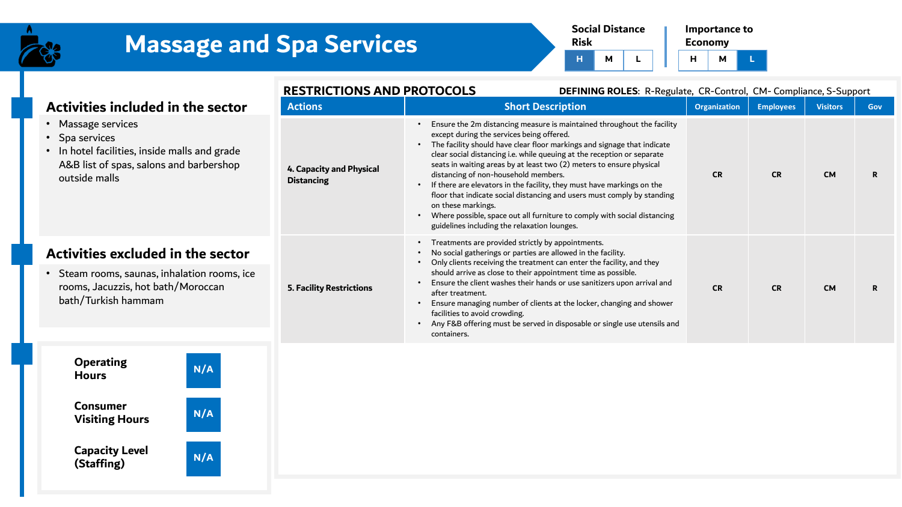# Massage and Spa Services

**Social Distance Risk:** H | M | L (H selected)

**Importance to Economy:** H | M | L (L selected)

## Activities included in the sector

- Massage services
- Spa services
- In hotel facilities, inside malls and grade A&B list of spas, salons and barbershop outside malls

## Activities excluded in the sector

- Steam rooms, saunas, inhalation rooms, ice rooms, Jacuzzis, hot bath/Moroccan bath/Turkish hammam

| | |
|---|---|
| **Operating Hours** | N/A |
| **Consumer Visiting Hours** | N/A |
| **Capacity Level (Staffing)** | N/A |

## RESTRICTIONS AND PROTOCOLS

**DEFINING ROLES**: R-Regulate, CR-Control, CM- Compliance, S-Support

| Actions | Short Description | Organization | Employees | Visitors | Gov |
|---|---|---|---|---|---|
| **4. Capacity and Physical Distancing** | • Ensure the 2m distancing measure is maintained throughout the facility except during the services being offered.<br>• The facility should have clear floor markings and signage that indicate clear social distancing i.e. while queuing at the reception or separate seats in waiting areas by at least two (2) meters to ensure physical distancing of non-household members.<br>• If there are elevators in the facility, they must have markings on the floor that indicate social distancing and users must comply by standing on these markings.<br>• Where possible, space out all furniture to comply with social distancing guidelines including the relaxation lounges. | CR | CR | CM | R |
| **5. Facility Restrictions** | • Treatments are provided strictly by appointments.<br>• No social gatherings or parties are allowed in the facility.<br>• Only clients receiving the treatment can enter the facility, and they should arrive as close to their appointment time as possible.<br>• Ensure the client washes their hands or use sanitizers upon arrival and after treatment.<br>• Ensure managing number of clients at the locker, changing and shower facilities to avoid crowding.<br>• Any F&B offering must be served in disposable or single use utensils and containers. | CR | CR | CM | R |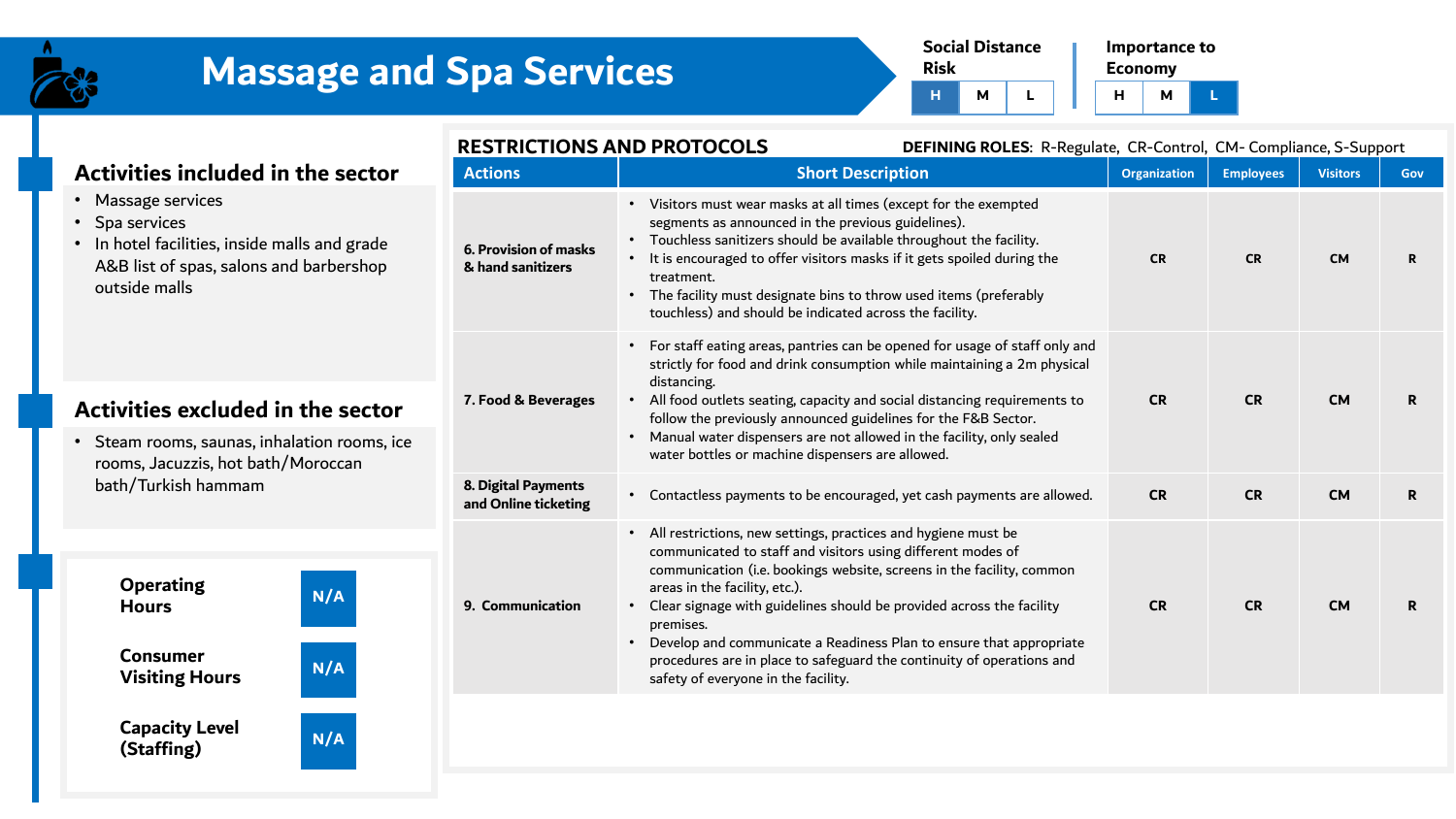# Massage and Spa Services

**Social Distance Risk:** H | M | L (H highlighted)

**Importance to Economy:** H | M | L (L highlighted)

## Activities included in the sector

- Massage services
- Spa services
- In hotel facilities, inside malls and grade A&B list of spas, salons and barbershop outside malls

## Activities excluded in the sector

- Steam rooms, saunas, inhalation rooms, ice rooms, Jacuzzis, hot bath/Moroccan bath/Turkish hammam

| | |
|---|---|
| **Operating Hours** | N/A |
| **Consumer Visiting Hours** | N/A |
| **Capacity Level (Staffing)** | N/A |

## RESTRICTIONS AND PROTOCOLS

**DEFINING ROLES**: R-Regulate, CR-Control, CM- Compliance, S-Support

| Actions | Short Description | Organization | Employees | Visitors | Gov |
|---|---|---|---|---|---|
| **6. Provision of masks & hand sanitizers** | • Visitors must wear masks at all times (except for the exempted segments as announced in the previous guidelines).<br>• Touchless sanitizers should be available throughout the facility.<br>• It is encouraged to offer visitors masks if it gets spoiled during the treatment.<br>• The facility must designate bins to throw used items (preferably touchless) and should be indicated across the facility. | CR | CR | CM | R |
| **7. Food & Beverages** | • For staff eating areas, pantries can be opened for usage of staff only and strictly for food and drink consumption while maintaining a 2m physical distancing.<br>• All food outlets seating, capacity and social distancing requirements to follow the previously announced guidelines for the F&B Sector.<br>• Manual water dispensers are not allowed in the facility, only sealed water bottles or machine dispensers are allowed. | CR | CR | CM | R |
| **8. Digital Payments and Online ticketing** | • Contactless payments to be encouraged, yet cash payments are allowed. | CR | CR | CM | R |
| **9. Communication** | • All restrictions, new settings, practices and hygiene must be communicated to staff and visitors using different modes of communication (i.e. bookings website, screens in the facility, common areas in the facility, etc.).<br>• Clear signage with guidelines should be provided across the facility premises.<br>• Develop and communicate a Readiness Plan to ensure that appropriate procedures are in place to safeguard the continuity of operations and safety of everyone in the facility. | CR | CR | CM | R |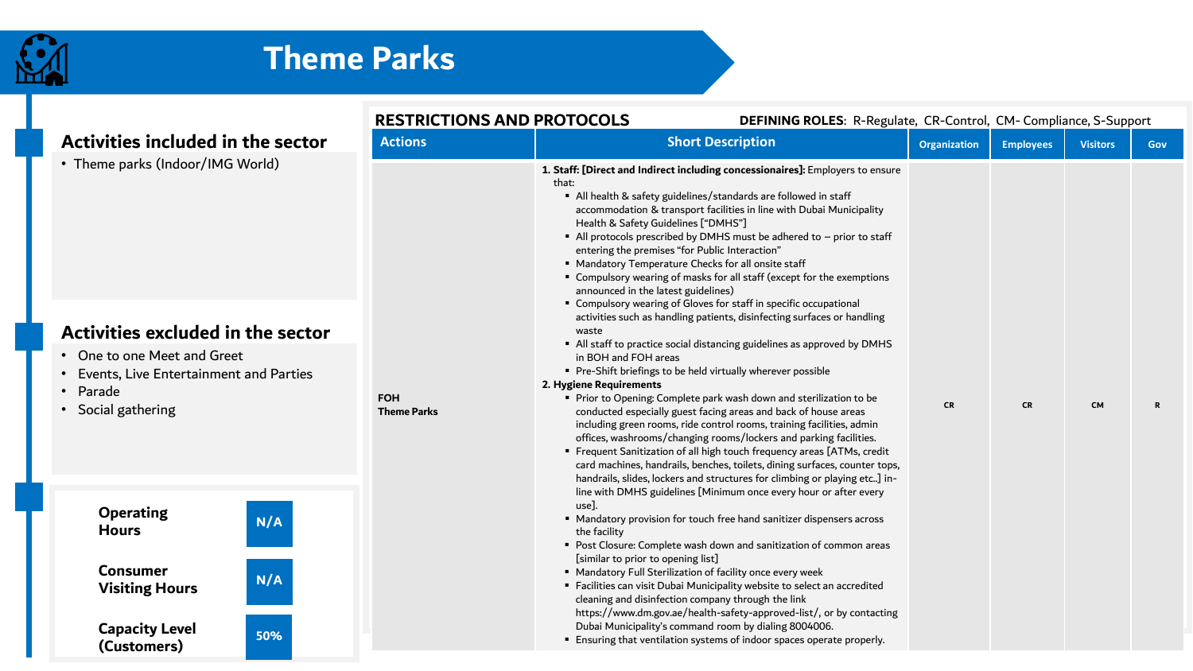# Theme Parks

## Activities included in the sector

- Theme parks (Indoor/IMG World)

## Activities excluded in the sector

- One to one Meet and Greet
- Events, Live Entertainment and Parties
- Parade
- Social gathering

| | |
|---|---|
| **Operating Hours** | N/A |
| **Consumer Visiting Hours** | N/A |
| **Capacity Level (Customers)** | 50% |

## RESTRICTIONS AND PROTOCOLS

**DEFINING ROLES**: R-Regulate, CR-Control, CM- Compliance, S-Support

| Actions | Short Description | Organization | Employees | Visitors | Gov |
|---|---|---|---|---|---|
| **FOH Theme Parks** | **1. Staff: [Direct and Indirect including concessionaires]:** Employers to ensure that:<br>▪ All health & safety guidelines/standards are followed in staff accommodation & transport facilities in line with Dubai Municipality Health & Safety Guidelines ["DMHS"]<br>▪ All protocols prescribed by DMHS must be adhered to – prior to staff entering the premises "for Public Interaction"<br>▪ Mandatory Temperature Checks for all onsite staff<br>▪ Compulsory wearing of masks for all staff (except for the exemptions announced in the latest guidelines)<br>▪ Compulsory wearing of Gloves for staff in specific occupational activities such as handling patients, disinfecting surfaces or handling waste<br>▪ All staff to practice social distancing guidelines as approved by DMHS in BOH and FOH areas<br>▪ Pre-Shift briefings to be held virtually wherever possible<br>**2. Hygiene Requirements**<br>▪ Prior to Opening: Complete park wash down and sterilization to be conducted especially guest facing areas and back of house areas including green rooms, ride control rooms, training facilities, admin offices, washrooms/changing rooms/lockers and parking facilities.<br>▪ Frequent Sanitization of all high touch frequency areas [ATMs, credit card machines, handrails, benches, toilets, dining surfaces, counter tops, handrails, slides, lockers and structures for climbing or playing etc..] in-line with DMHS guidelines [Minimum once every hour or after every use].<br>▪ Mandatory provision for touch free hand sanitizer dispensers across the facility<br>▪ Post Closure: Complete wash down and sanitization of common areas [similar to prior to opening list]<br>▪ Mandatory Full Sterilization of facility once every week<br>▪ Facilities can visit Dubai Municipality website to select an accredited cleaning and disinfection company through the link https://www.dm.gov.ae/health-safety-approved-list/, or by contacting Dubai Municipality's command room by dialing 8004006.<br>▪ Ensuring that ventilation systems of indoor spaces operate properly. | CR | CR | CM | R |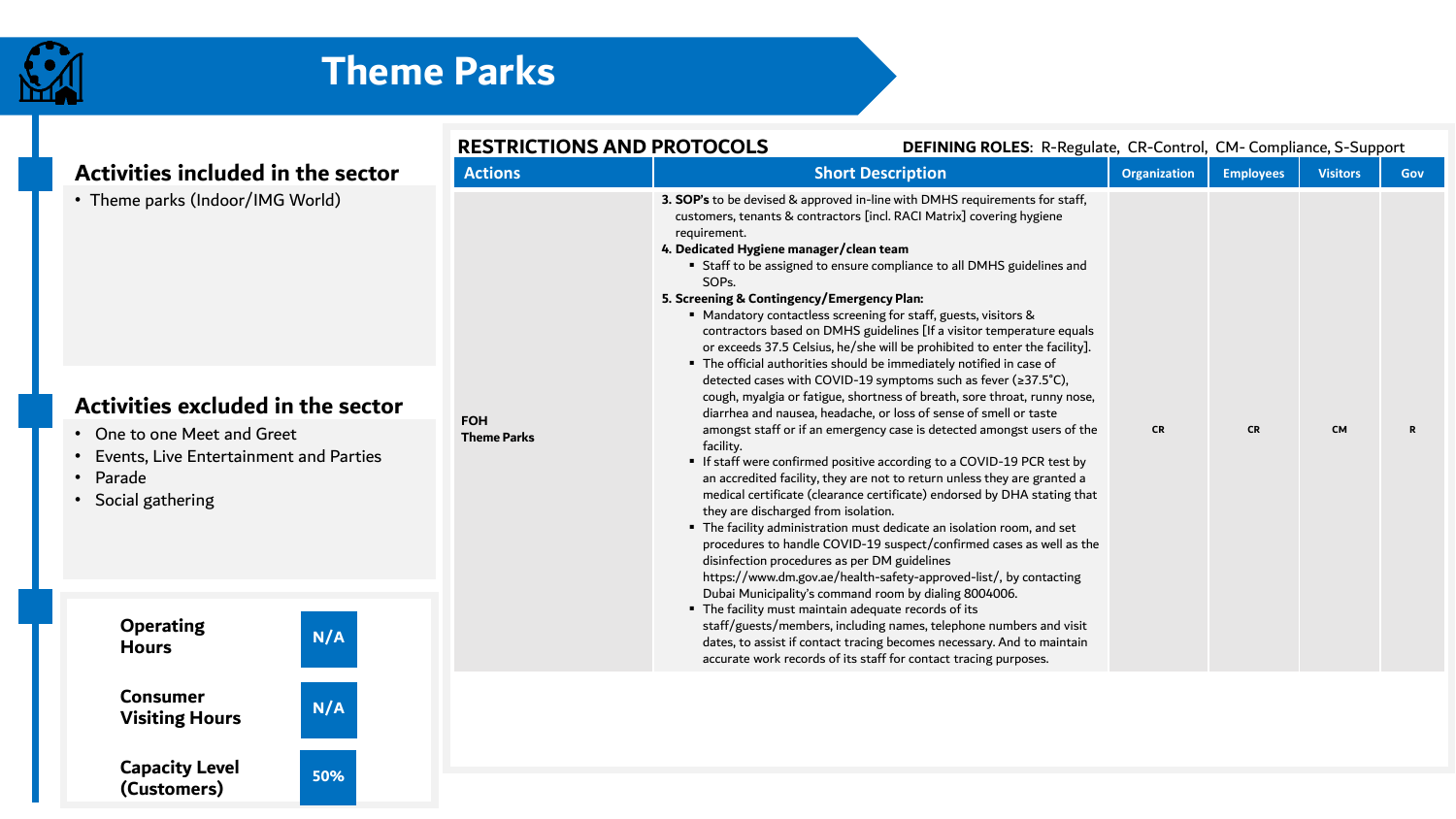# Theme Parks

## Activities included in the sector

- Theme parks (Indoor/IMG World)

## Activities excluded in the sector

- One to one Meet and Greet
- Events, Live Entertainment and Parties
- Parade
- Social gathering

| | |
|---|---|
| **Operating Hours** | N/A |
| **Consumer Visiting Hours** | N/A |
| **Capacity Level (Customers)** | 50% |

## RESTRICTIONS AND PROTOCOLS

**DEFINING ROLES**: R-Regulate, CR-Control, CM- Compliance, S-Support

| Actions | Short Description | Organization | Employees | Visitors | Gov |
|---|---|---|---|---|---|
| **FOH Theme Parks** | **3. SOP's** to be devised & approved in-line with DMHS requirements for staff, customers, tenants & contractors [incl. RACI Matrix] covering hygiene requirement.<br>**4. Dedicated Hygiene manager/clean team**<br>▪ Staff to be assigned to ensure compliance to all DMHS guidelines and SOPs.<br>**5. Screening & Contingency/Emergency Plan:**<br>▪ Mandatory contactless screening for staff, guests, visitors & contractors based on DMHS guidelines [If a visitor temperature equals or exceeds 37.5 Celsius, he/she will be prohibited to enter the facility].<br>▪ The official authorities should be immediately notified in case of detected cases with COVID-19 symptoms such as fever (≥37.5°C), cough, myalgia or fatigue, shortness of breath, sore throat, runny nose, diarrhea and nausea, headache, or loss of sense of smell or taste amongst staff or if an emergency case is detected amongst users of the facility.<br>▪ If staff were confirmed positive according to a COVID-19 PCR test by an accredited facility, they are not to return unless they are granted a medical certificate (clearance certificate) endorsed by DHA stating that they are discharged from isolation.<br>▪ The facility administration must dedicate an isolation room, and set procedures to handle COVID-19 suspect/confirmed cases as well as the disinfection procedures as per DM guidelines https://www.dm.gov.ae/health-safety-approved-list/, by contacting Dubai Municipality's command room by dialing 8004006.<br>▪ The facility must maintain adequate records of its staff/guests/members, including names, telephone numbers and visit dates, to assist if contact tracing becomes necessary. And to maintain accurate work records of its staff for contact tracing purposes. | CR | CR | CM | R |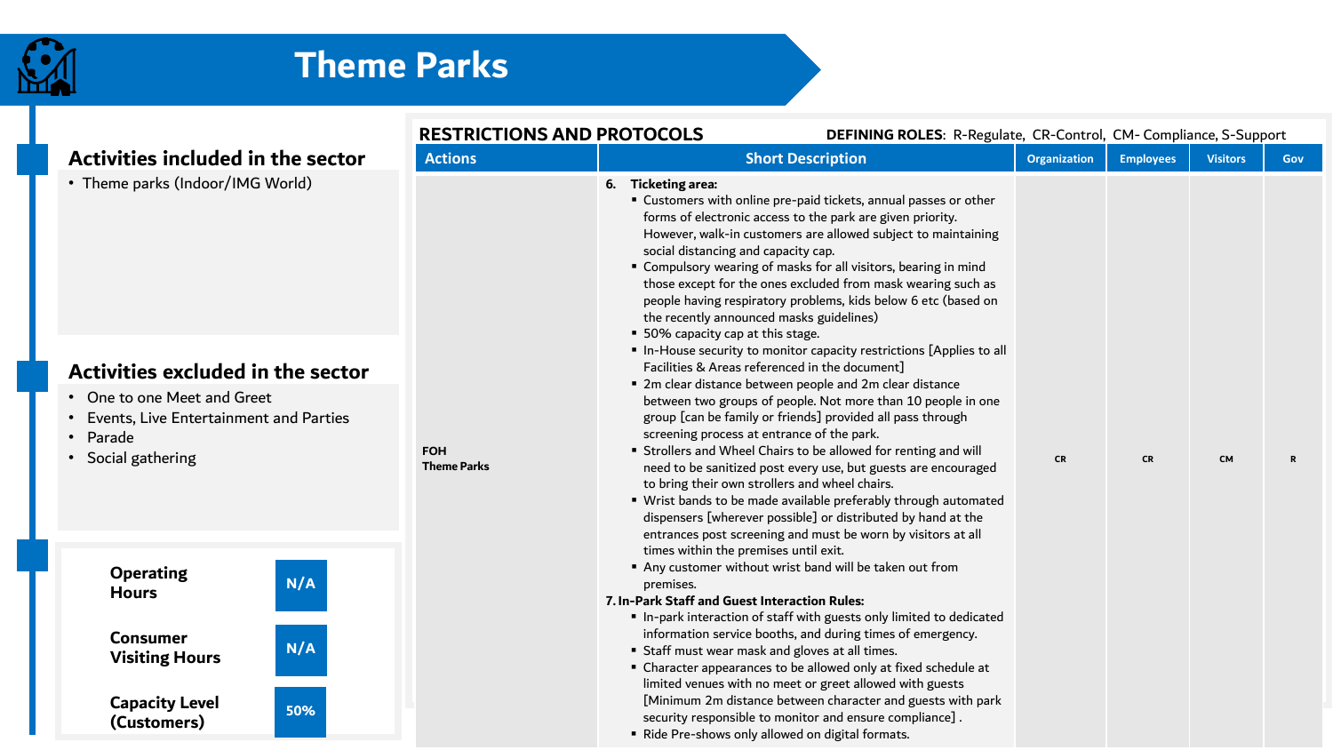# Theme Parks

## Activities included in the sector

- Theme parks (Indoor/IMG World)

## Activities excluded in the sector

- One to one Meet and Greet
- Events, Live Entertainment and Parties
- Parade
- Social gathering

| | |
|---|---|
| **Operating Hours** | N/A |
| **Consumer Visiting Hours** | N/A |
| **Capacity Level (Customers)** | 50% |

## RESTRICTIONS AND PROTOCOLS

**DEFINING ROLES**: R-Regulate, CR-Control, CM- Compliance, S-Support

| Actions | Short Description | Organization | Employees | Visitors | Gov |
|---|---|---|---|---|---|
| **FOH Theme Parks** | **6. Ticketing area:**<br>▪ Customers with online pre-paid tickets, annual passes or other forms of electronic access to the park are given priority. However, walk-in customers are allowed subject to maintaining social distancing and capacity cap.<br>▪ Compulsory wearing of masks for all visitors, bearing in mind those except for the ones excluded from mask wearing such as people having respiratory problems, kids below 6 etc (based on the recently announced masks guidelines)<br>▪ 50% capacity cap at this stage.<br>▪ In-House security to monitor capacity restrictions [Applies to all Facilities & Areas referenced in the document]<br>▪ 2m clear distance between people and 2m clear distance between two groups of people. Not more than 10 people in one group [can be family or friends] provided all pass through screening process at entrance of the park.<br>▪ Strollers and Wheel Chairs to be allowed for renting and will need to be sanitized post every use, but guests are encouraged to bring their own strollers and wheel chairs.<br>▪ Wrist bands to be made available preferably through automated dispensers [wherever possible] or distributed by hand at the entrances post screening and must be worn by visitors at all times within the premises until exit.<br>▪ Any customer without wrist band will be taken out from premises.<br>**7. In-Park Staff and Guest Interaction Rules:**<br>▪ In-park interaction of staff with guests only limited to dedicated information service booths, and during times of emergency.<br>▪ Staff must wear mask and gloves at all times.<br>▪ Character appearances to be allowed only at fixed schedule at limited venues with no meet or greet allowed with guests [Minimum 2m distance between character and guests with park security responsible to monitor and ensure compliance] .<br>▪ Ride Pre-shows only allowed on digital formats. | CR | CR | CM | R |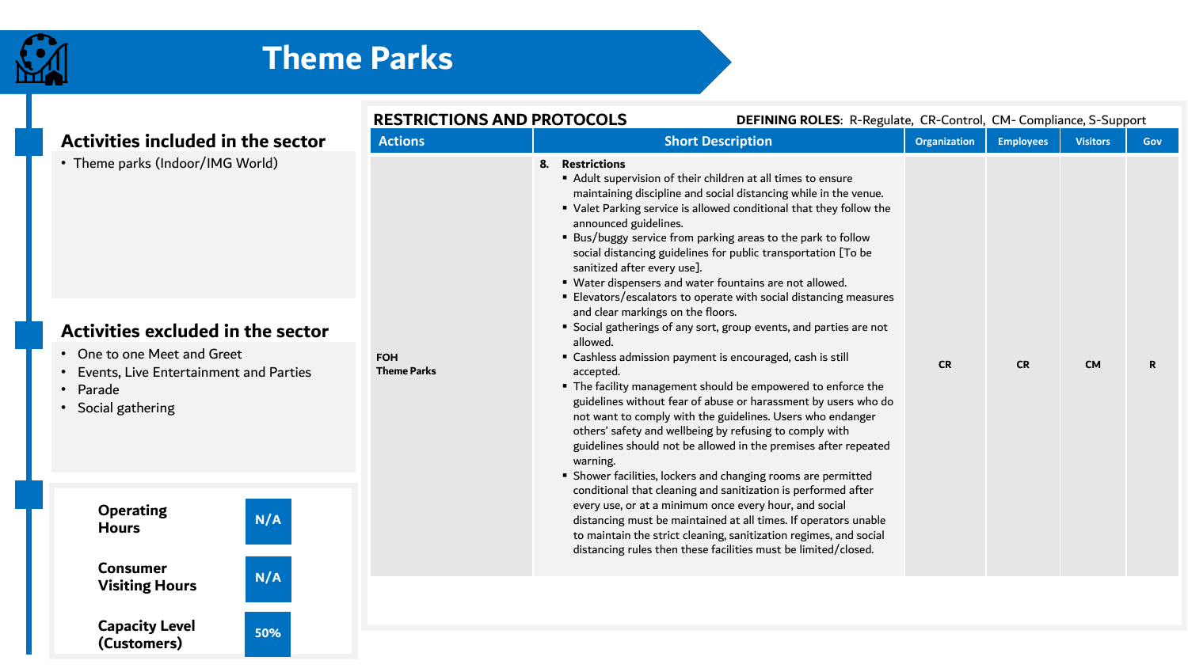# Theme Parks

## Activities included in the sector

- Theme parks (Indoor/IMG World)

## Activities excluded in the sector

- One to one Meet and Greet
- Events, Live Entertainment and Parties
- Parade
- Social gathering

| | |
|---|---|
| **Operating Hours** | N/A |
| **Consumer Visiting Hours** | N/A |
| **Capacity Level (Customers)** | 50% |

## RESTRICTIONS AND PROTOCOLS

**DEFINING ROLES**: R-Regulate, CR-Control, CM- Compliance, S-Support

| Actions | Short Description | Organization | Employees | Visitors | Gov |
|---|---|---|---|---|---|
| **FOH Theme Parks** | **8. Restrictions**<br>▪ Adult supervision of their children at all times to ensure maintaining discipline and social distancing while in the venue.<br>▪ Valet Parking service is allowed conditional that they follow the announced guidelines.<br>▪ Bus/buggy service from parking areas to the park to follow social distancing guidelines for public transportation [To be sanitized after every use].<br>▪ Water dispensers and water fountains are not allowed.<br>▪ Elevators/escalators to operate with social distancing measures and clear markings on the floors.<br>▪ Social gatherings of any sort, group events, and parties are not allowed.<br>▪ Cashless admission payment is encouraged, cash is still accepted.<br>▪ The facility management should be empowered to enforce the guidelines without fear of abuse or harassment by users who do not want to comply with the guidelines. Users who endanger others' safety and wellbeing by refusing to comply with guidelines should not be allowed in the premises after repeated warning.<br>▪ Shower facilities, lockers and changing rooms are permitted conditional that cleaning and sanitization is performed after every use, or at a minimum once every hour, and social distancing must be maintained at all times. If operators unable to maintain the strict cleaning, sanitization regimes, and social distancing rules then these facilities must be limited/closed. | CR | CR | CM | R |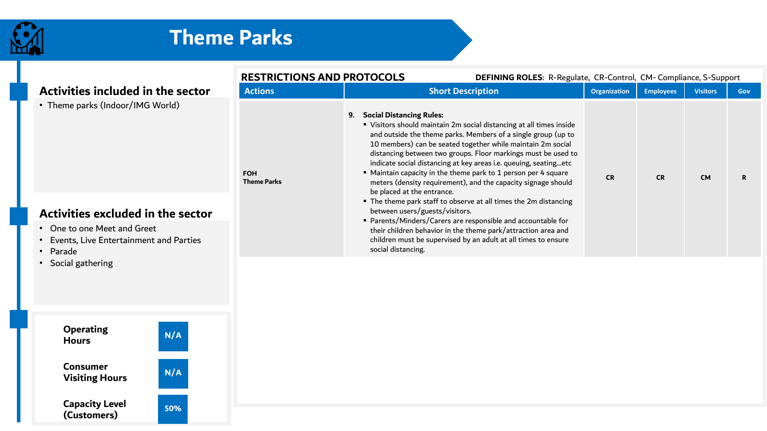# Theme Parks

## Activities included in the sector

- Theme parks (Indoor/IMG World)

## Activities excluded in the sector

- One to one Meet and Greet
- Events, Live Entertainment and Parties
- Parade
- Social gathering

| | |
|---|---|
| **Operating Hours** | N/A |
| **Consumer Visiting Hours** | N/A |
| **Capacity Level (Customers)** | 50% |

## RESTRICTIONS AND PROTOCOLS

**DEFINING ROLES**: R-Regulate, CR-Control, CM- Compliance, S-Support

| Actions | Short Description | Organization | Employees | Visitors | Gov |
|---|---|---|---|---|---|
| **FOH Theme Parks** | **9. Social Distancing Rules:** <br> ▪ Visitors should maintain 2m social distancing at all times inside and outside the theme parks. Members of a single group (up to 10 members) can be seated together while maintain 2m social distancing between two groups. Floor markings must be used to indicate social distancing at key areas i.e. queuing, seating…etc <br> ▪ Maintain capacity in the theme park to 1 person per 4 square meters (density requirement), and the capacity signage should be placed at the entrance. <br> ▪ The theme park staff to observe at all times the 2m distancing between users/guests/visitors. <br> ▪ Parents/Minders/Carers are responsible and accountable for their children behavior in the theme park/attraction area and children must be supervised by an adult at all times to ensure social distancing. | CR | CR | CM | R |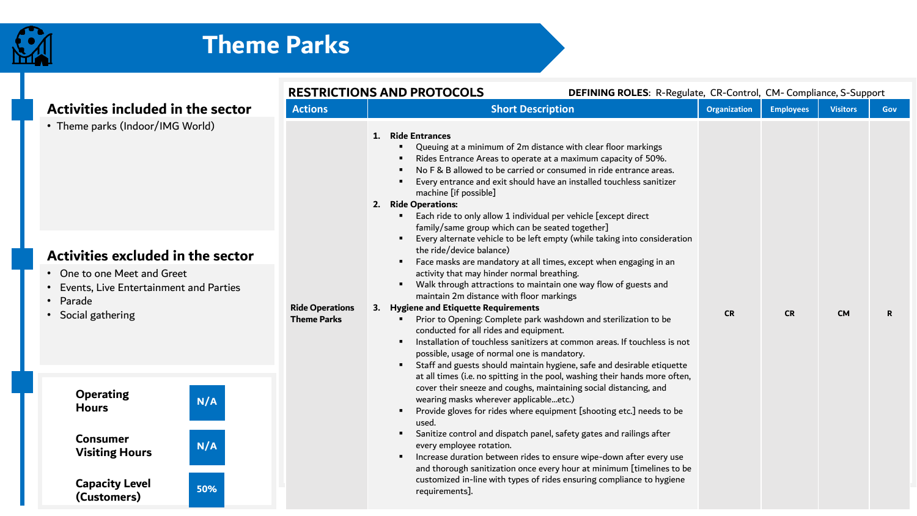# Theme Parks

## Activities included in the sector

- Theme parks (Indoor/IMG World)

## Activities excluded in the sector

- One to one Meet and Greet
- Events, Live Entertainment and Parties
- Parade
- Social gathering

| | |
|---|---|
| **Operating Hours** | N/A |
| **Consumer Visiting Hours** | N/A |
| **Capacity Level (Customers)** | 50% |

## RESTRICTIONS AND PROTOCOLS

**DEFINING ROLES**: R-Regulate, CR-Control, CM- Compliance, S-Support

| Actions | Short Description | Organization | Employees | Visitors | Gov |
|---|---|---|---|---|---|
| **Ride Operations Theme Parks** | **1. Ride Entrances**<br>▪ Queuing at a minimum of 2m distance with clear floor markings<br>▪ Rides Entrance Areas to operate at a maximum capacity of 50%.<br>▪ No F & B allowed to be carried or consumed in ride entrance areas.<br>▪ Every entrance and exit should have an installed touchless sanitizer machine [if possible]<br>**2. Ride Operations:**<br>▪ Each ride to only allow 1 individual per vehicle [except direct family/same group which can be seated together]<br>▪ Every alternate vehicle to be left empty (while taking into consideration the ride/device balance)<br>▪ Face masks are mandatory at all times, except when engaging in an activity that may hinder normal breathing.<br>▪ Walk through attractions to maintain one way flow of guests and maintain 2m distance with floor markings<br>**3. Hygiene and Etiquette Requirements**<br>▪ Prior to Opening: Complete park washdown and sterilization to be conducted for all rides and equipment.<br>▪ Installation of touchless sanitizers at common areas. If touchless is not possible, usage of normal one is mandatory.<br>▪ Staff and guests should maintain hygiene, safe and desirable etiquette at all times (i.e. no spitting in the pool, washing their hands more often, cover their sneeze and coughs, maintaining social distancing, and wearing masks wherever applicable…etc.)<br>▪ Provide gloves for rides where equipment [shooting etc.] needs to be used.<br>▪ Sanitize control and dispatch panel, safety gates and railings after every employee rotation.<br>▪ Increase duration between rides to ensure wipe-down after every use and thorough sanitization once every hour at minimum [timelines to be customized in-line with types of rides ensuring compliance to hygiene requirements]. | CR | CR | CM | R |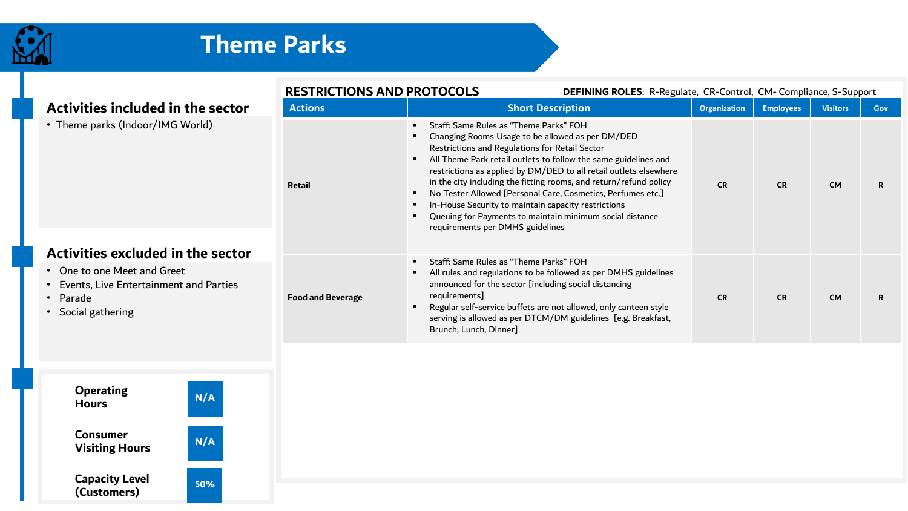# Theme Parks

## Activities included in the sector

- Theme parks (Indoor/IMG World)

## Activities excluded in the sector

- One to one Meet and Greet
- Events, Live Entertainment and Parties
- Parade
- Social gathering

| | |
|---|---|
| **Operating Hours** | N/A |
| **Consumer Visiting Hours** | N/A |
| **Capacity Level (Customers)** | 50% |

## RESTRICTIONS AND PROTOCOLS

**DEFINING ROLES**: R-Regulate, CR-Control, CM- Compliance, S-Support

| Actions | Short Description | Organization | Employees | Visitors | Gov |
|---|---|---|---|---|---|
| **Retail** | ▪ Staff: Same Rules as "Theme Parks" FOH<br>▪ Changing Rooms Usage to be allowed as per DM/DED Restrictions and Regulations for Retail Sector<br>▪ All Theme Park retail outlets to follow the same guidelines and restrictions as applied by DM/DED to all retail outlets elsewhere in the city including the fitting rooms, and return/refund policy<br>▪ No Tester Allowed [Personal Care, Cosmetics, Perfumes etc.]<br>▪ In-House Security to maintain capacity restrictions<br>▪ Queuing for Payments to maintain minimum social distance requirements per DMHS guidelines | CR | CR | CM | R |
| **Food and Beverage** | ▪ Staff: Same Rules as "Theme Parks" FOH<br>▪ All rules and regulations to be followed as per DMHS guidelines announced for the sector [including social distancing requirements]<br>▪ Regular self-service buffets are not allowed, only canteen style serving is allowed as per DTCM/DM guidelines [e.g. Breakfast, Brunch, Lunch, Dinner] | CR | CR | CM | R |